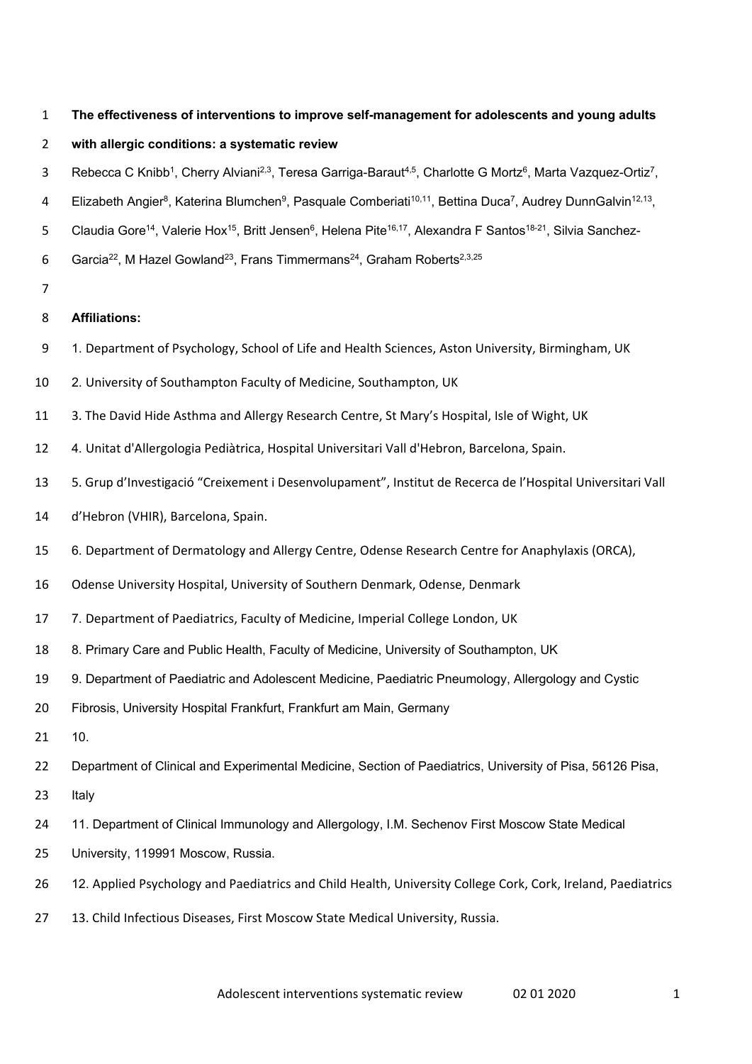**The effectiveness of interventions to improve self-management for adolescents and young adults with allergic conditions: a systematic review**

Rebecca C Knibb[1], Cherry Alviani[2,3], Teresa Garriga-Baraut[4,5], Charlotte G Mortz[6], Marta Vazquez-Ortiz[7], Elizabeth Angier[8], Katerina Blumchen[9], Pasquale Comberiati[10,11], Bettina Duca[7], Audrey DunnGalvin[12,13], Claudia Gore[14], Valerie Hox[15], Britt Jensen[6], Helena Pite[16,17], Alexandra F Santos[18-21], Silvia Sanchez-Garcia[22], M Hazel Gowland[23], Frans Timmermans[24], Graham Roberts[2,3,25]

**Affiliations:**

1. Department of Psychology, School of Life and Health Sciences, Aston University, Birmingham, UK
2. University of Southampton Faculty of Medicine, Southampton, UK
3. The David Hide Asthma and Allergy Research Centre, St Mary's Hospital, Isle of Wight, UK
4. Unitat d'Allergologia Pediàtrica, Hospital Universitari Vall d'Hebron, Barcelona, Spain.
5. Grup d'Investigació "Creixement i Desenvolupament", Institut de Recerca de l'Hospital Universitari Vall d'Hebron (VHIR), Barcelona, Spain.
6. Department of Dermatology and Allergy Centre, Odense Research Centre for Anaphylaxis (ORCA), Odense University Hospital, University of Southern Denmark, Odense, Denmark
7. Department of Paediatrics, Faculty of Medicine, Imperial College London, UK
8. Primary Care and Public Health, Faculty of Medicine, University of Southampton, UK
9. Department of Paediatric and Adolescent Medicine, Paediatric Pneumology, Allergology and Cystic Fibrosis, University Hospital Frankfurt, Frankfurt am Main, Germany
10. Department of Clinical and Experimental Medicine, Section of Paediatrics, University of Pisa, 56126 Pisa, Italy
11. Department of Clinical Immunology and Allergology, I.M. Sechenov First Moscow State Medical University, 119991 Moscow, Russia.
12. Applied Psychology and Paediatrics and Child Health, University College Cork, Cork, Ireland, Paediatrics
13. Child Infectious Diseases, First Moscow State Medical University, Russia.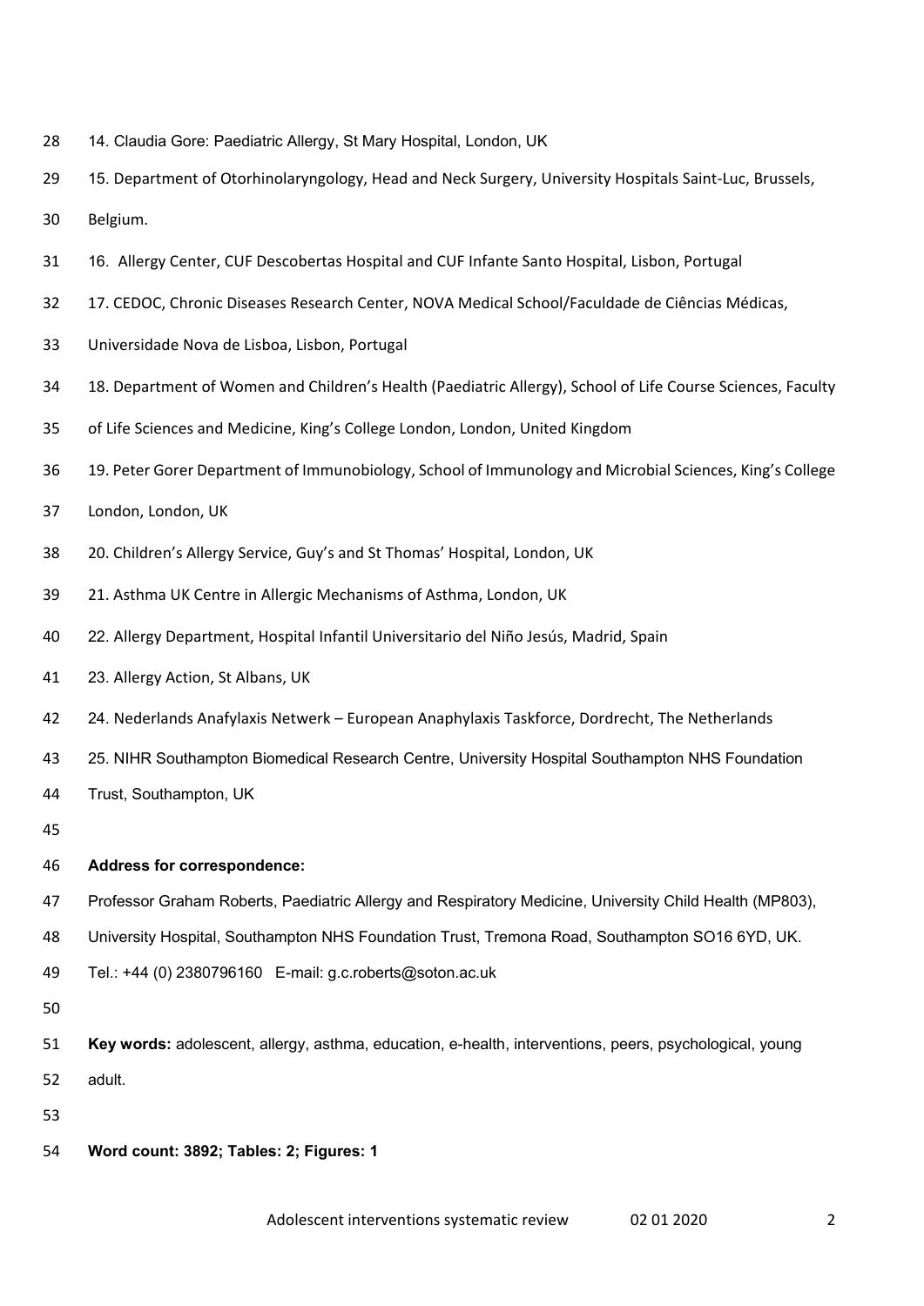14. Claudia Gore: Paediatric Allergy, St Mary Hospital, London, UK

15. Department of Otorhinolaryngology, Head and Neck Surgery, University Hospitals Saint-Luc, Brussels, Belgium.

16. Allergy Center, CUF Descobertas Hospital and CUF Infante Santo Hospital, Lisbon, Portugal

17. CEDOC, Chronic Diseases Research Center, NOVA Medical School/Faculdade de Ciências Médicas, Universidade Nova de Lisboa, Lisbon, Portugal

18. Department of Women and Children's Health (Paediatric Allergy), School of Life Course Sciences, Faculty of Life Sciences and Medicine, King's College London, London, United Kingdom

19. Peter Gorer Department of Immunobiology, School of Immunology and Microbial Sciences, King's College London, London, UK

20. Children's Allergy Service, Guy's and St Thomas' Hospital, London, UK

21. Asthma UK Centre in Allergic Mechanisms of Asthma, London, UK

22. Allergy Department, Hospital Infantil Universitario del Niño Jesús, Madrid, Spain

23. Allergy Action, St Albans, UK

24. Nederlands Anafylaxis Netwerk – European Anaphylaxis Taskforce, Dordrecht, The Netherlands

25. NIHR Southampton Biomedical Research Centre, University Hospital Southampton NHS Foundation Trust, Southampton, UK

**Address for correspondence:**

Professor Graham Roberts, Paediatric Allergy and Respiratory Medicine, University Child Health (MP803), University Hospital, Southampton NHS Foundation Trust, Tremona Road, Southampton SO16 6YD, UK.

Tel.: +44 (0) 2380796160 E-mail: g.c.roberts@soton.ac.uk

**Key words:** adolescent, allergy, asthma, education, e-health, interventions, peers, psychological, young adult.

**Word count: 3892; Tables: 2; Figures: 1**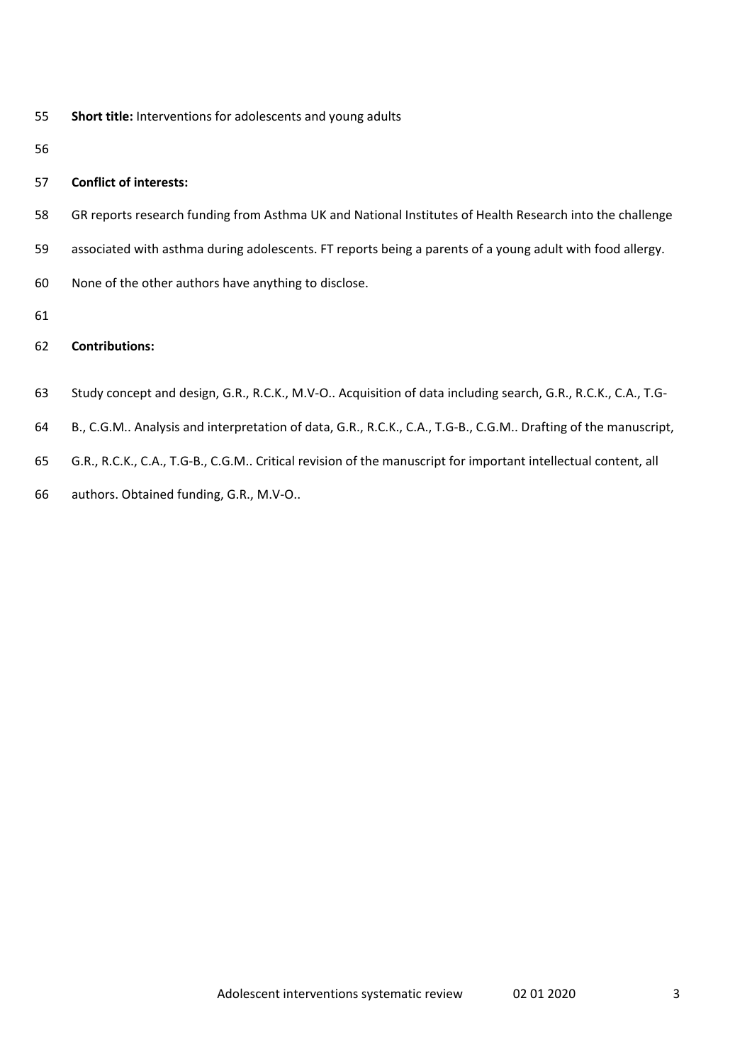**Short title:** Interventions for adolescents and young adults

**Conflict of interests:**

GR reports research funding from Asthma UK and National Institutes of Health Research into the challenge associated with asthma during adolescents. FT reports being a parents of a young adult with food allergy. None of the other authors have anything to disclose.

**Contributions:**

Study concept and design, G.R., R.C.K., M.V-O.. Acquisition of data including search, G.R., R.C.K., C.A., T.G-B., C.G.M.. Analysis and interpretation of data, G.R., R.C.K., C.A., T.G-B., C.G.M.. Drafting of the manuscript, G.R., R.C.K., C.A., T.G-B., C.G.M.. Critical revision of the manuscript for important intellectual content, all authors. Obtained funding, G.R., M.V-O..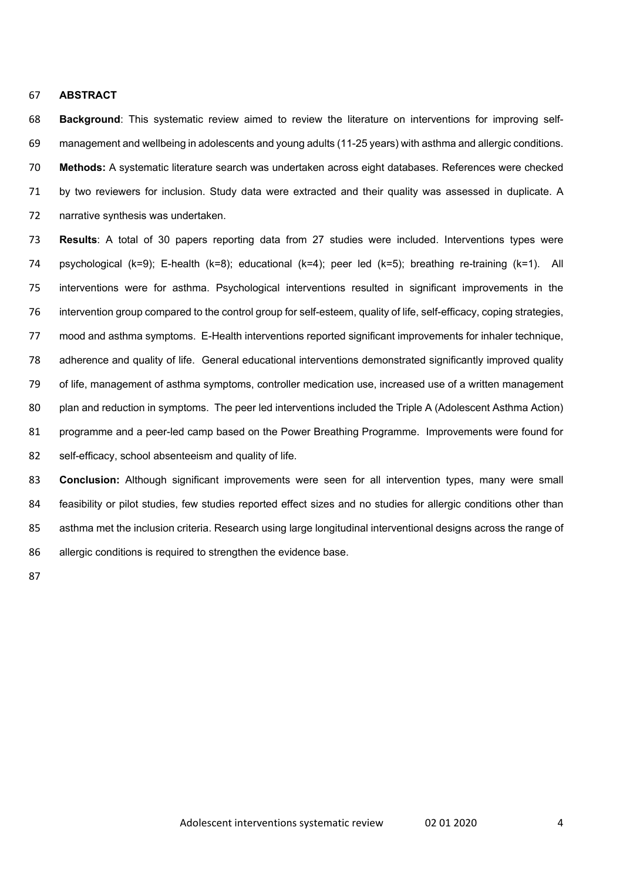## ABSTRACT

**Background**: This systematic review aimed to review the literature on interventions for improving self-management and wellbeing in adolescents and young adults (11-25 years) with asthma and allergic conditions.

**Methods:** A systematic literature search was undertaken across eight databases. References were checked by two reviewers for inclusion. Study data were extracted and their quality was assessed in duplicate. A narrative synthesis was undertaken.

**Results**: A total of 30 papers reporting data from 27 studies were included. Interventions types were psychological (k=9); E-health (k=8); educational (k=4); peer led (k=5); breathing re-training (k=1). All interventions were for asthma. Psychological interventions resulted in significant improvements in the intervention group compared to the control group for self-esteem, quality of life, self-efficacy, coping strategies, mood and asthma symptoms. E-Health interventions reported significant improvements for inhaler technique, adherence and quality of life. General educational interventions demonstrated significantly improved quality of life, management of asthma symptoms, controller medication use, increased use of a written management plan and reduction in symptoms. The peer led interventions included the Triple A (Adolescent Asthma Action) programme and a peer-led camp based on the Power Breathing Programme. Improvements were found for self-efficacy, school absenteeism and quality of life.

**Conclusion:** Although significant improvements were seen for all intervention types, many were small feasibility or pilot studies, few studies reported effect sizes and no studies for allergic conditions other than asthma met the inclusion criteria. Research using large longitudinal interventional designs across the range of allergic conditions is required to strengthen the evidence base.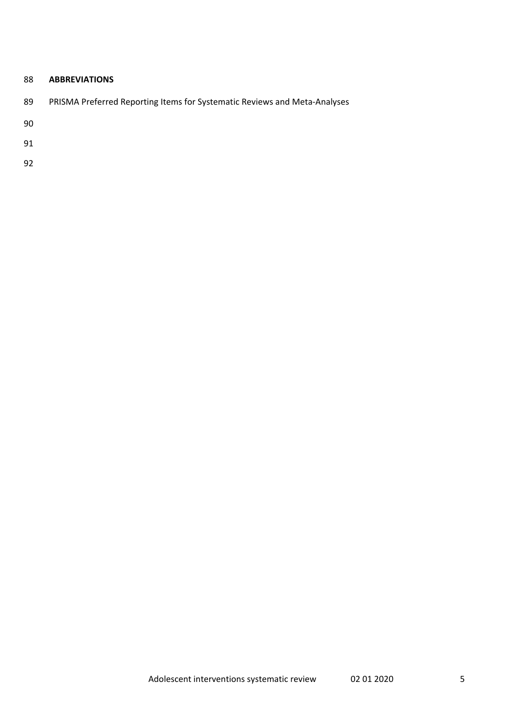## ABBREVIATIONS

PRISMA Preferred Reporting Items for Systematic Reviews and Meta-Analyses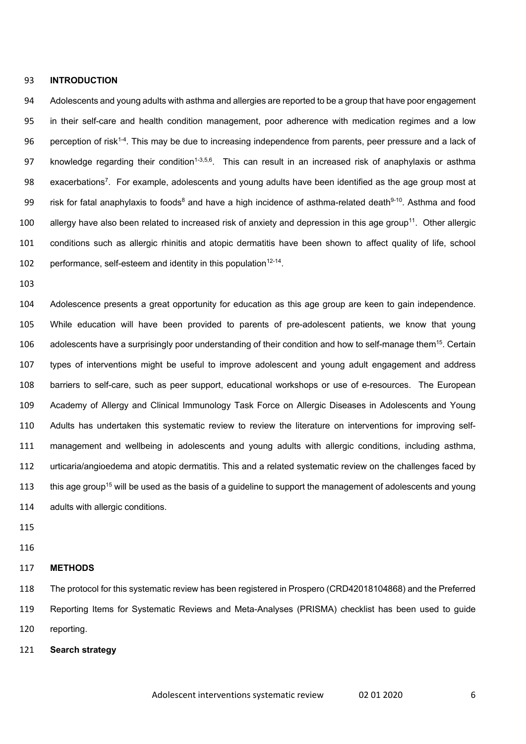## INTRODUCTION

Adolescents and young adults with asthma and allergies are reported to be a group that have poor engagement in their self-care and health condition management, poor adherence with medication regimes and a low perception of risk[1-4]. This may be due to increasing independence from parents, peer pressure and a lack of knowledge regarding their condition[1-3,5,6]. This can result in an increased risk of anaphylaxis or asthma exacerbations[7]. For example, adolescents and young adults have been identified as the age group most at risk for fatal anaphylaxis to foods[8] and have a high incidence of asthma-related death[9-10]. Asthma and food allergy have also been related to increased risk of anxiety and depression in this age group[11]. Other allergic conditions such as allergic rhinitis and atopic dermatitis have been shown to affect quality of life, school performance, self-esteem and identity in this population[12-14].

Adolescence presents a great opportunity for education as this age group are keen to gain independence. While education will have been provided to parents of pre-adolescent patients, we know that young adolescents have a surprisingly poor understanding of their condition and how to self-manage them[15]. Certain types of interventions might be useful to improve adolescent and young adult engagement and address barriers to self-care, such as peer support, educational workshops or use of e-resources. The European Academy of Allergy and Clinical Immunology Task Force on Allergic Diseases in Adolescents and Young Adults has undertaken this systematic review to review the literature on interventions for improving self-management and wellbeing in adolescents and young adults with allergic conditions, including asthma, urticaria/angioedema and atopic dermatitis. This and a related systematic review on the challenges faced by this age group[15] will be used as the basis of a guideline to support the management of adolescents and young adults with allergic conditions.

## METHODS

The protocol for this systematic review has been registered in Prospero (CRD42018104868) and the Preferred Reporting Items for Systematic Reviews and Meta-Analyses (PRISMA) checklist has been used to guide reporting.

**Search strategy**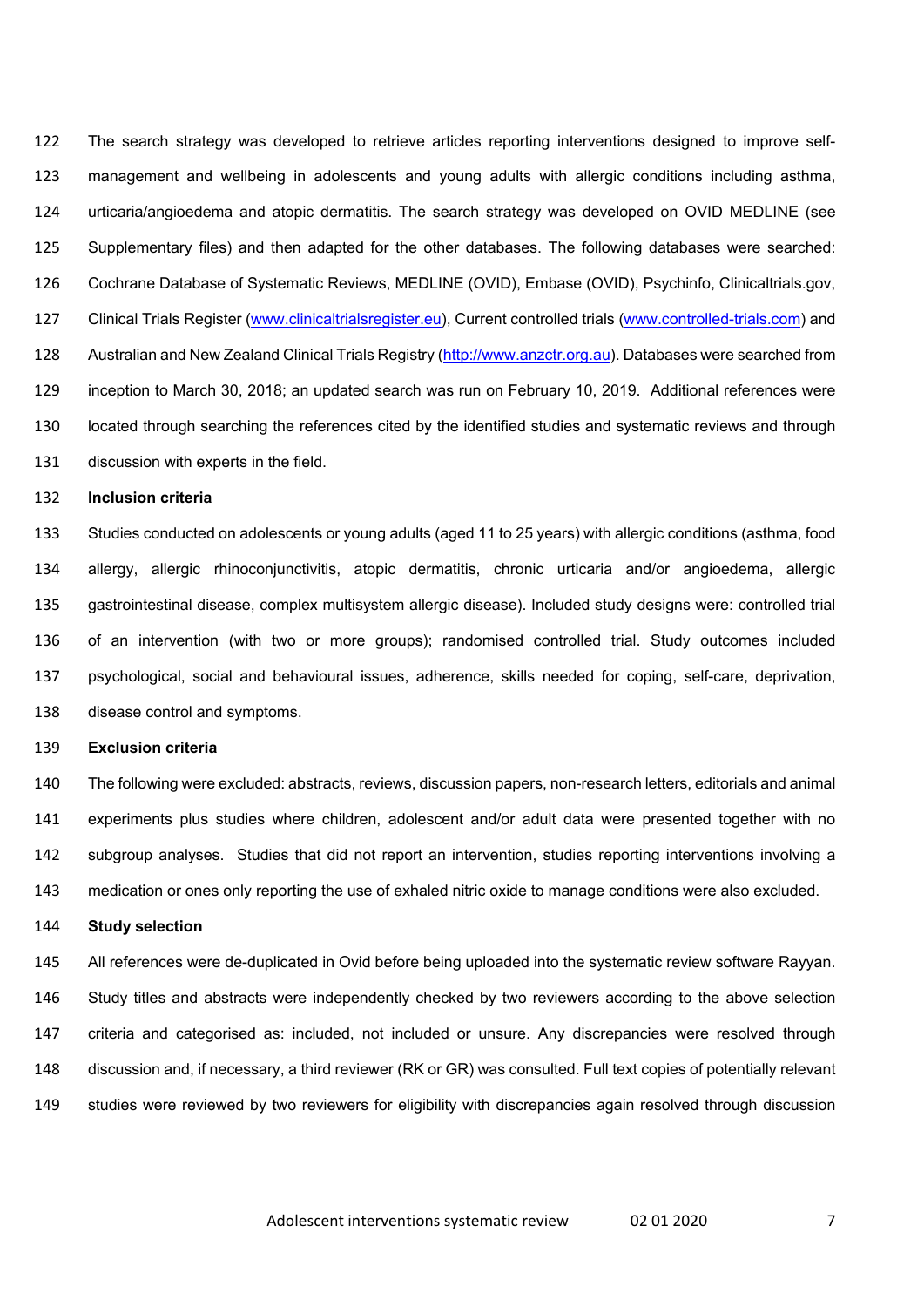The search strategy was developed to retrieve articles reporting interventions designed to improve self-management and wellbeing in adolescents and young adults with allergic conditions including asthma, urticaria/angioedema and atopic dermatitis. The search strategy was developed on OVID MEDLINE (see Supplementary files) and then adapted for the other databases. The following databases were searched: Cochrane Database of Systematic Reviews, MEDLINE (OVID), Embase (OVID), Psychinfo, Clinicaltrials.gov, Clinical Trials Register (www.clinicaltrialsregister.eu), Current controlled trials (www.controlled-trials.com) and Australian and New Zealand Clinical Trials Registry (http://www.anzctr.org.au). Databases were searched from inception to March 30, 2018; an updated search was run on February 10, 2019. Additional references were located through searching the references cited by the identified studies and systematic reviews and through discussion with experts in the field.

**Inclusion criteria**

Studies conducted on adolescents or young adults (aged 11 to 25 years) with allergic conditions (asthma, food allergy, allergic rhinoconjunctivitis, atopic dermatitis, chronic urticaria and/or angioedema, allergic gastrointestinal disease, complex multisystem allergic disease). Included study designs were: controlled trial of an intervention (with two or more groups); randomised controlled trial. Study outcomes included psychological, social and behavioural issues, adherence, skills needed for coping, self-care, deprivation, disease control and symptoms.

**Exclusion criteria**

The following were excluded: abstracts, reviews, discussion papers, non-research letters, editorials and animal experiments plus studies where children, adolescent and/or adult data were presented together with no subgroup analyses. Studies that did not report an intervention, studies reporting interventions involving a medication or ones only reporting the use of exhaled nitric oxide to manage conditions were also excluded.

**Study selection**

All references were de-duplicated in Ovid before being uploaded into the systematic review software Rayyan. Study titles and abstracts were independently checked by two reviewers according to the above selection criteria and categorised as: included, not included or unsure. Any discrepancies were resolved through discussion and, if necessary, a third reviewer (RK or GR) was consulted. Full text copies of potentially relevant studies were reviewed by two reviewers for eligibility with discrepancies again resolved through discussion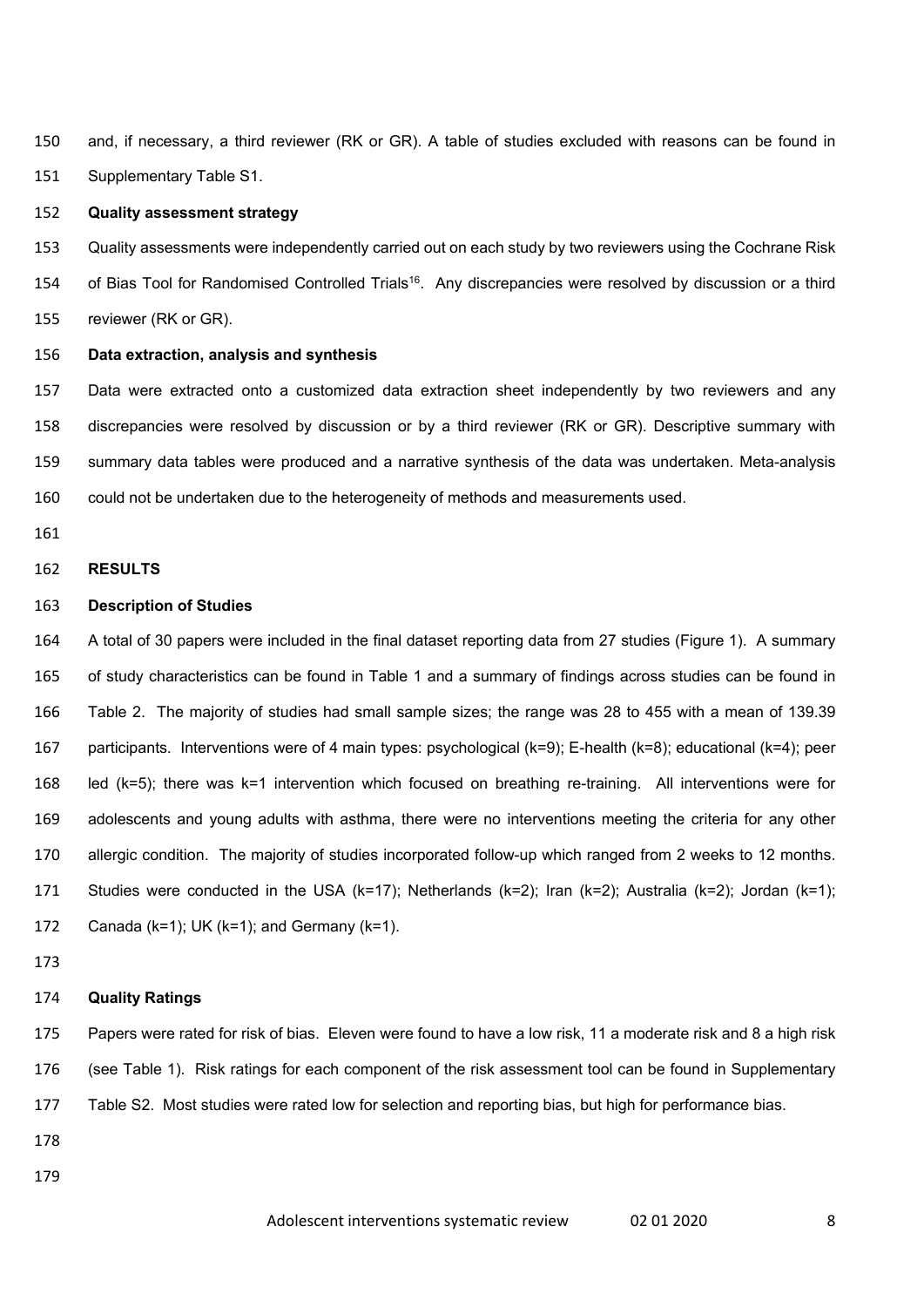and, if necessary, a third reviewer (RK or GR). A table of studies excluded with reasons can be found in Supplementary Table S1.

**Quality assessment strategy**

Quality assessments were independently carried out on each study by two reviewers using the Cochrane Risk of Bias Tool for Randomised Controlled Trials[16]. Any discrepancies were resolved by discussion or a third reviewer (RK or GR).

**Data extraction, analysis and synthesis**

Data were extracted onto a customized data extraction sheet independently by two reviewers and any discrepancies were resolved by discussion or by a third reviewer (RK or GR). Descriptive summary with summary data tables were produced and a narrative synthesis of the data was undertaken. Meta-analysis could not be undertaken due to the heterogeneity of methods and measurements used.

## RESULTS

**Description of Studies**

A total of 30 papers were included in the final dataset reporting data from 27 studies (Figure 1). A summary of study characteristics can be found in Table 1 and a summary of findings across studies can be found in Table 2. The majority of studies had small sample sizes; the range was 28 to 455 with a mean of 139.39 participants. Interventions were of 4 main types: psychological (k=9); E-health (k=8); educational (k=4); peer led (k=5); there was k=1 intervention which focused on breathing re-training. All interventions were for adolescents and young adults with asthma, there were no interventions meeting the criteria for any other allergic condition. The majority of studies incorporated follow-up which ranged from 2 weeks to 12 months. Studies were conducted in the USA (k=17); Netherlands (k=2); Iran (k=2); Australia (k=2); Jordan (k=1); Canada (k=1); UK (k=1); and Germany (k=1).

**Quality Ratings**

Papers were rated for risk of bias. Eleven were found to have a low risk, 11 a moderate risk and 8 a high risk (see Table 1). Risk ratings for each component of the risk assessment tool can be found in Supplementary Table S2. Most studies were rated low for selection and reporting bias, but high for performance bias.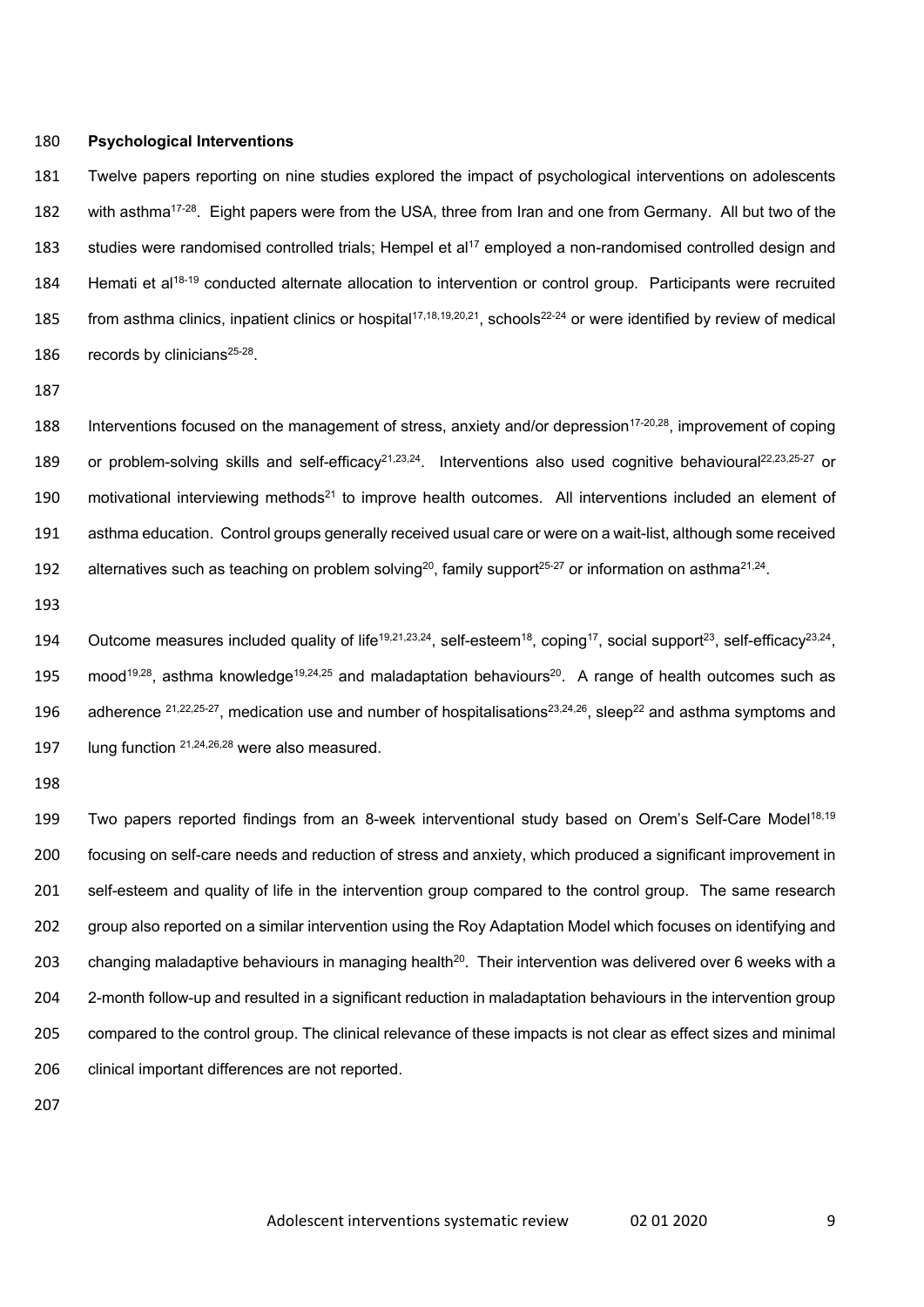**Psychological Interventions**

Twelve papers reporting on nine studies explored the impact of psychological interventions on adolescents with asthma[17-28]. Eight papers were from the USA, three from Iran and one from Germany. All but two of the studies were randomised controlled trials; Hempel et al[17] employed a non-randomised controlled design and Hemati et al[18-19] conducted alternate allocation to intervention or control group. Participants were recruited from asthma clinics, inpatient clinics or hospital[17,18,19,20,21], schools[22-24] or were identified by review of medical records by clinicians[25-28].

Interventions focused on the management of stress, anxiety and/or depression[17-20,28], improvement of coping or problem-solving skills and self-efficacy[21,23,24]. Interventions also used cognitive behavioural[22,23,25-27] or motivational interviewing methods[21] to improve health outcomes. All interventions included an element of asthma education. Control groups generally received usual care or were on a wait-list, although some received alternatives such as teaching on problem solving[20], family support[25-27] or information on asthma[21,24].

Outcome measures included quality of life[19,21,23,24], self-esteem[18], coping[17], social support[23], self-efficacy[23,24], mood[19,28], asthma knowledge[19,24,25] and maladaptation behaviours[20]. A range of health outcomes such as adherence [21,22,25-27], medication use and number of hospitalisations[23,24,26], sleep[22] and asthma symptoms and lung function [21,24,26,28] were also measured.

Two papers reported findings from an 8-week interventional study based on Orem's Self-Care Model[18,19] focusing on self-care needs and reduction of stress and anxiety, which produced a significant improvement in self-esteem and quality of life in the intervention group compared to the control group. The same research group also reported on a similar intervention using the Roy Adaptation Model which focuses on identifying and changing maladaptive behaviours in managing health[20]. Their intervention was delivered over 6 weeks with a 2-month follow-up and resulted in a significant reduction in maladaptation behaviours in the intervention group compared to the control group. The clinical relevance of these impacts is not clear as effect sizes and minimal clinical important differences are not reported.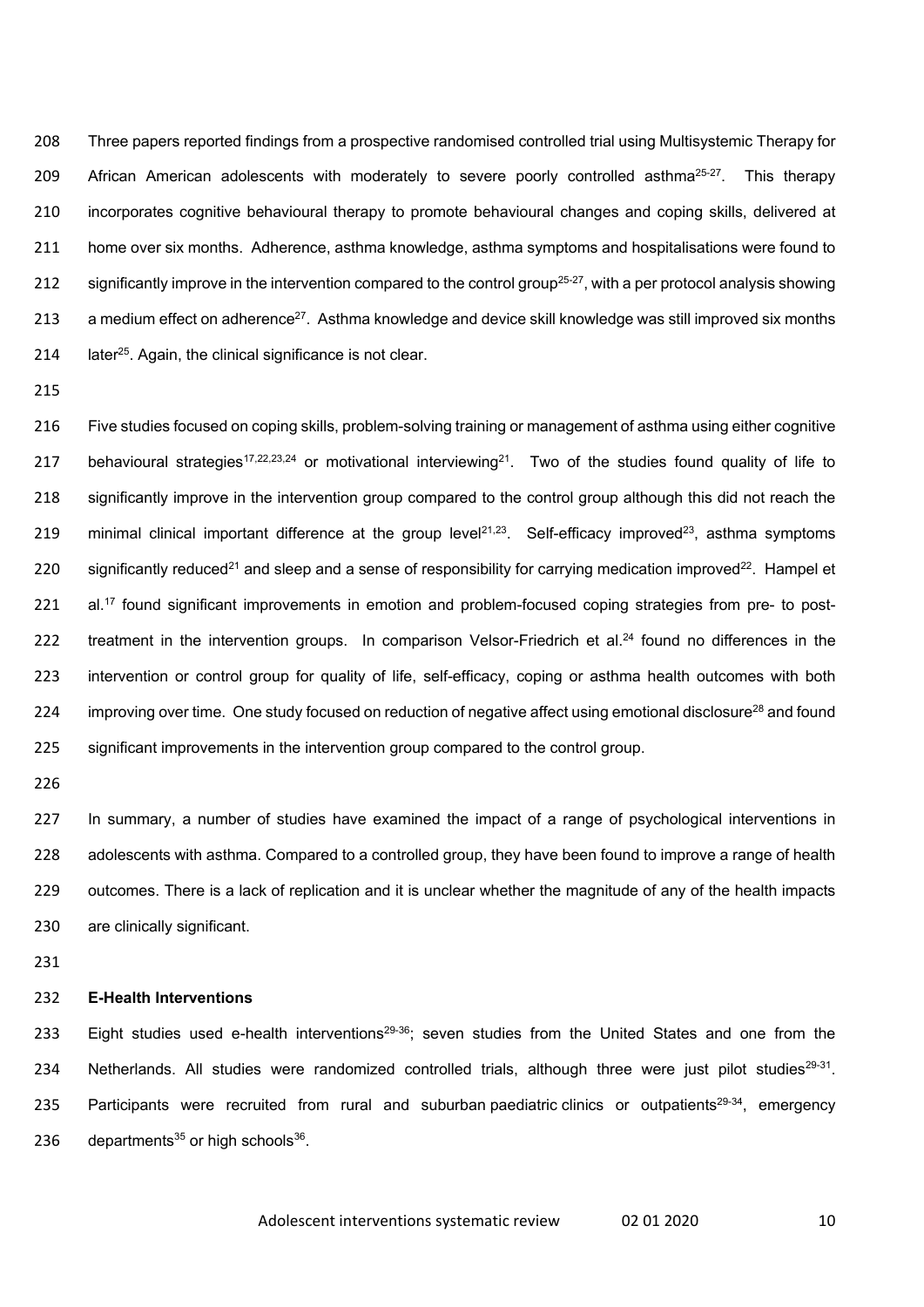Three papers reported findings from a prospective randomised controlled trial using Multisystemic Therapy for African American adolescents with moderately to severe poorly controlled asthma[25-27]. This therapy incorporates cognitive behavioural therapy to promote behavioural changes and coping skills, delivered at home over six months. Adherence, asthma knowledge, asthma symptoms and hospitalisations were found to significantly improve in the intervention compared to the control group[25-27], with a per protocol analysis showing a medium effect on adherence[27]. Asthma knowledge and device skill knowledge was still improved six months later[25]. Again, the clinical significance is not clear.

Five studies focused on coping skills, problem-solving training or management of asthma using either cognitive behavioural strategies[17,22,23,24] or motivational interviewing[21]. Two of the studies found quality of life to significantly improve in the intervention group compared to the control group although this did not reach the minimal clinical important difference at the group level[21,23]. Self-efficacy improved[23], asthma symptoms significantly reduced[21] and sleep and a sense of responsibility for carrying medication improved[22]. Hampel et al.[17] found significant improvements in emotion and problem-focused coping strategies from pre- to post-treatment in the intervention groups. In comparison Velsor-Friedrich et al.[24] found no differences in the intervention or control group for quality of life, self-efficacy, coping or asthma health outcomes with both improving over time. One study focused on reduction of negative affect using emotional disclosure[28] and found significant improvements in the intervention group compared to the control group.

In summary, a number of studies have examined the impact of a range of psychological interventions in adolescents with asthma. Compared to a controlled group, they have been found to improve a range of health outcomes. There is a lack of replication and it is unclear whether the magnitude of any of the health impacts are clinically significant.

**E-Health Interventions**

Eight studies used e-health interventions[29-36]; seven studies from the United States and one from the Netherlands. All studies were randomized controlled trials, although three were just pilot studies[29-31]. Participants were recruited from rural and suburban paediatric clinics or outpatients[29-34], emergency departments[35] or high schools[36].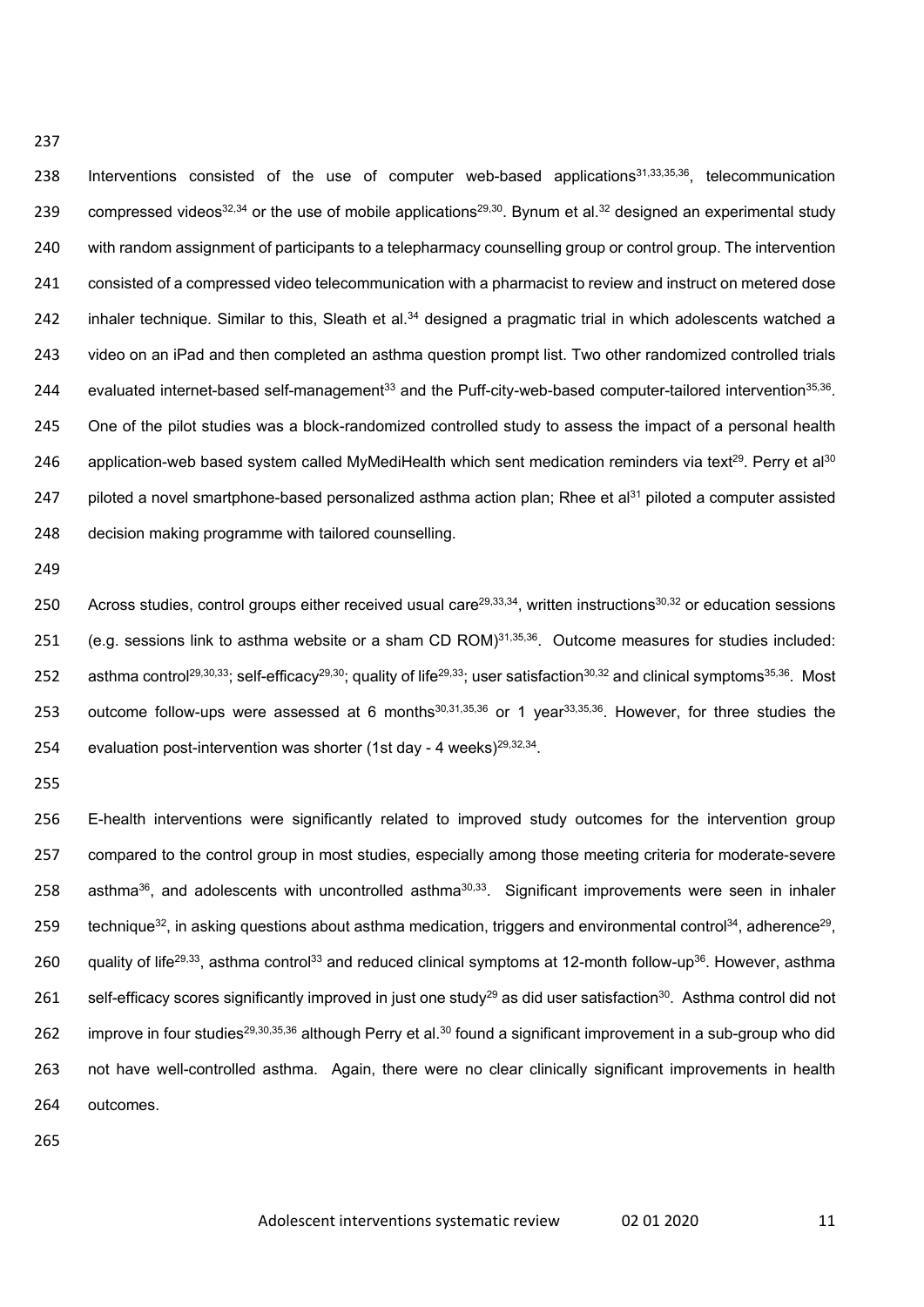Interventions consisted of the use of computer web-based applications[31,33,35,36], telecommunication compressed videos[32,34] or the use of mobile applications[29,30]. Bynum et al.[32] designed an experimental study with random assignment of participants to a telepharmacy counselling group or control group. The intervention consisted of a compressed video telecommunication with a pharmacist to review and instruct on metered dose inhaler technique. Similar to this, Sleath et al.[34] designed a pragmatic trial in which adolescents watched a video on an iPad and then completed an asthma question prompt list. Two other randomized controlled trials evaluated internet-based self-management[33] and the Puff-city-web-based computer-tailored intervention[35,36]. One of the pilot studies was a block-randomized controlled study to assess the impact of a personal health application-web based system called MyMediHealth which sent medication reminders via text[29]. Perry et al[30] piloted a novel smartphone-based personalized asthma action plan; Rhee et al[31] piloted a computer assisted decision making programme with tailored counselling.

Across studies, control groups either received usual care[29,33,34], written instructions[30,32] or education sessions (e.g. sessions link to asthma website or a sham CD ROM)[31,35,36]. Outcome measures for studies included: asthma control[29,30,33]; self-efficacy[29,30]; quality of life[29,33]; user satisfaction[30,32] and clinical symptoms[35,36]. Most outcome follow-ups were assessed at 6 months[30,31,35,36] or 1 year[33,35,36]. However, for three studies the evaluation post-intervention was shorter (1st day - 4 weeks)[29,32,34].

E-health interventions were significantly related to improved study outcomes for the intervention group compared to the control group in most studies, especially among those meeting criteria for moderate-severe asthma[36], and adolescents with uncontrolled asthma[30,33]. Significant improvements were seen in inhaler technique[32], in asking questions about asthma medication, triggers and environmental control[34], adherence[29], quality of life[29,33], asthma control[33] and reduced clinical symptoms at 12-month follow-up[36]. However, asthma self-efficacy scores significantly improved in just one study[29] as did user satisfaction[30]. Asthma control did not improve in four studies[29,30,35,36] although Perry et al.[30] found a significant improvement in a sub-group who did not have well-controlled asthma. Again, there were no clear clinically significant improvements in health outcomes.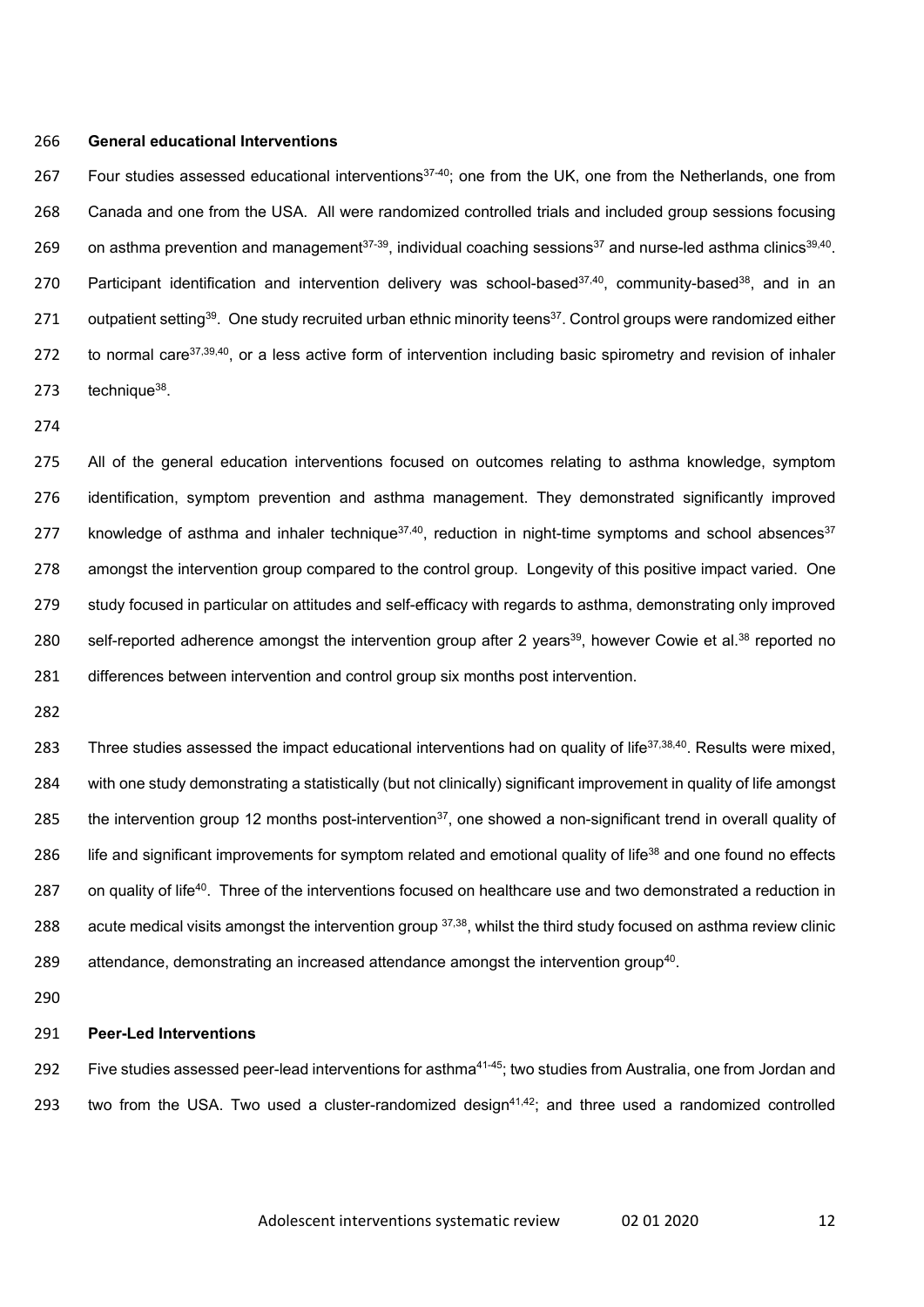**General educational Interventions**

Four studies assessed educational interventions[37-40]; one from the UK, one from the Netherlands, one from Canada and one from the USA. All were randomized controlled trials and included group sessions focusing on asthma prevention and management[37-39], individual coaching sessions[37] and nurse-led asthma clinics[39,40]. Participant identification and intervention delivery was school-based[37,40], community-based[38], and in an outpatient setting[39]. One study recruited urban ethnic minority teens[37]. Control groups were randomized either to normal care[37,39,40], or a less active form of intervention including basic spirometry and revision of inhaler technique[38].

All of the general education interventions focused on outcomes relating to asthma knowledge, symptom identification, symptom prevention and asthma management. They demonstrated significantly improved knowledge of asthma and inhaler technique[37,40], reduction in night-time symptoms and school absences[37] amongst the intervention group compared to the control group. Longevity of this positive impact varied. One study focused in particular on attitudes and self-efficacy with regards to asthma, demonstrating only improved self-reported adherence amongst the intervention group after 2 years[39], however Cowie et al.[38] reported no differences between intervention and control group six months post intervention.

Three studies assessed the impact educational interventions had on quality of life[37,38,40]. Results were mixed, with one study demonstrating a statistically (but not clinically) significant improvement in quality of life amongst the intervention group 12 months post-intervention[37], one showed a non-significant trend in overall quality of life and significant improvements for symptom related and emotional quality of life[38] and one found no effects on quality of life[40]. Three of the interventions focused on healthcare use and two demonstrated a reduction in acute medical visits amongst the intervention group [37,38], whilst the third study focused on asthma review clinic attendance, demonstrating an increased attendance amongst the intervention group[40].

**Peer-Led Interventions**

Five studies assessed peer-lead interventions for asthma[41-45]; two studies from Australia, one from Jordan and two from the USA. Two used a cluster-randomized design[41,42]; and three used a randomized controlled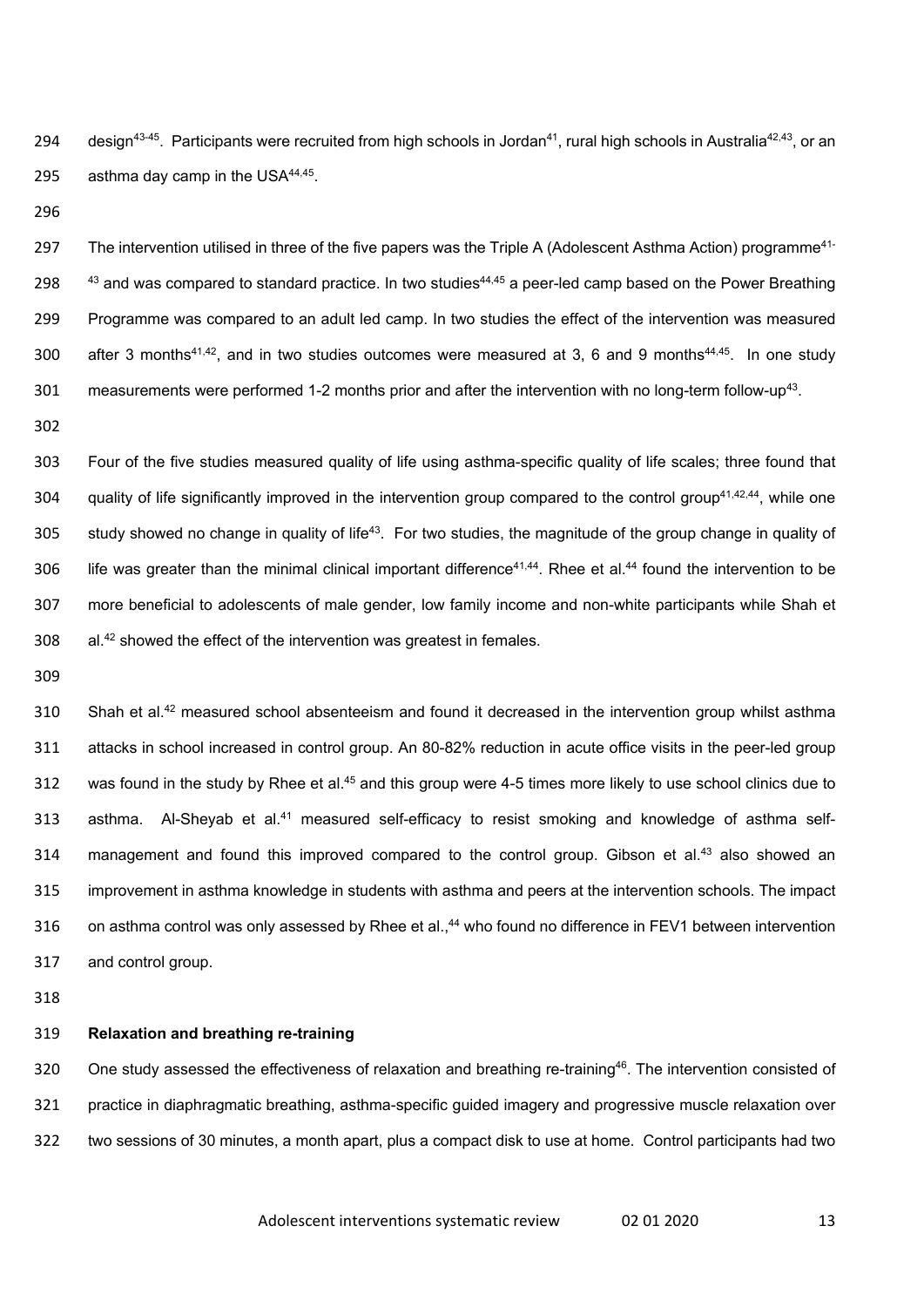design[43-45]. Participants were recruited from high schools in Jordan[41], rural high schools in Australia[42,43], or an asthma day camp in the USA[44,45].

The intervention utilised in three of the five papers was the Triple A (Adolescent Asthma Action) programme[41-43] and was compared to standard practice. In two studies[44,45] a peer-led camp based on the Power Breathing Programme was compared to an adult led camp. In two studies the effect of the intervention was measured after 3 months[41,42], and in two studies outcomes were measured at 3, 6 and 9 months[44,45]. In one study measurements were performed 1-2 months prior and after the intervention with no long-term follow-up[43].

Four of the five studies measured quality of life using asthma-specific quality of life scales; three found that quality of life significantly improved in the intervention group compared to the control group[41,42,44], while one study showed no change in quality of life[43]. For two studies, the magnitude of the group change in quality of life was greater than the minimal clinical important difference[41,44]. Rhee et al.[44] found the intervention to be more beneficial to adolescents of male gender, low family income and non-white participants while Shah et al.[42] showed the effect of the intervention was greatest in females.

Shah et al.[42] measured school absenteeism and found it decreased in the intervention group whilst asthma attacks in school increased in control group. An 80-82% reduction in acute office visits in the peer-led group was found in the study by Rhee et al.[45] and this group were 4-5 times more likely to use school clinics due to asthma. Al-Sheyab et al.[41] measured self-efficacy to resist smoking and knowledge of asthma self-management and found this improved compared to the control group. Gibson et al.[43] also showed an improvement in asthma knowledge in students with asthma and peers at the intervention schools. The impact on asthma control was only assessed by Rhee et al.,[44] who found no difference in FEV1 between intervention and control group.

**Relaxation and breathing re-training**

One study assessed the effectiveness of relaxation and breathing re-training[46]. The intervention consisted of practice in diaphragmatic breathing, asthma-specific guided imagery and progressive muscle relaxation over two sessions of 30 minutes, a month apart, plus a compact disk to use at home. Control participants had two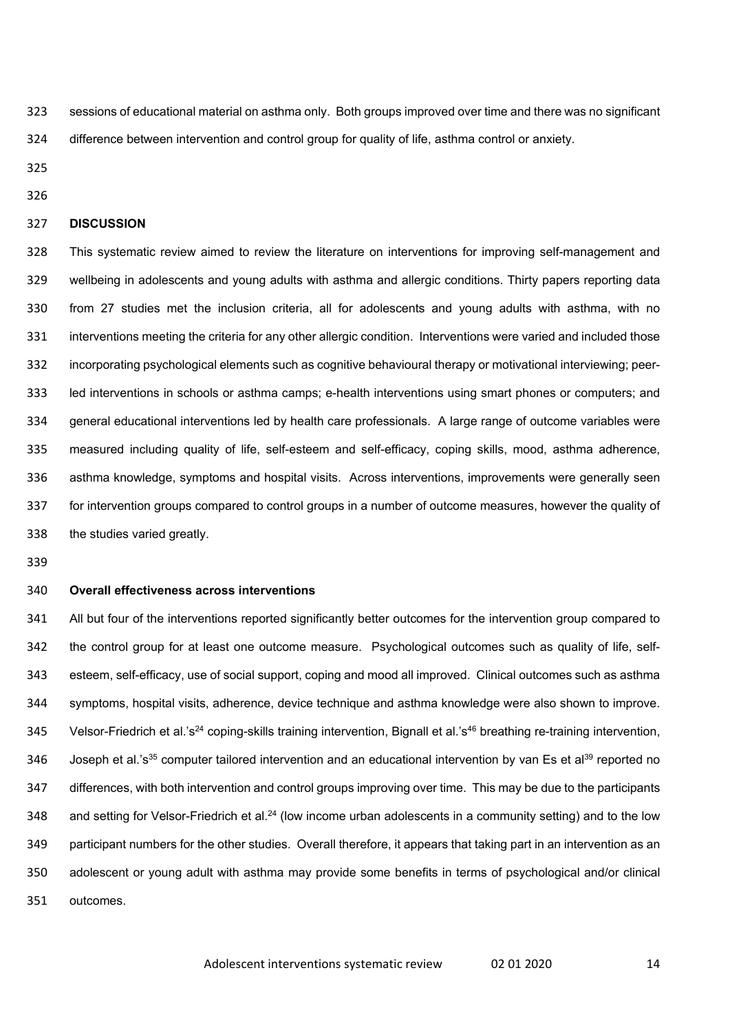sessions of educational material on asthma only. Both groups improved over time and there was no significant difference between intervention and control group for quality of life, asthma control or anxiety.

## DISCUSSION

This systematic review aimed to review the literature on interventions for improving self-management and wellbeing in adolescents and young adults with asthma and allergic conditions. Thirty papers reporting data from 27 studies met the inclusion criteria, all for adolescents and young adults with asthma, with no interventions meeting the criteria for any other allergic condition. Interventions were varied and included those incorporating psychological elements such as cognitive behavioural therapy or motivational interviewing; peer-led interventions in schools or asthma camps; e-health interventions using smart phones or computers; and general educational interventions led by health care professionals. A large range of outcome variables were measured including quality of life, self-esteem and self-efficacy, coping skills, mood, asthma adherence, asthma knowledge, symptoms and hospital visits. Across interventions, improvements were generally seen for intervention groups compared to control groups in a number of outcome measures, however the quality of the studies varied greatly.

### Overall effectiveness across interventions

All but four of the interventions reported significantly better outcomes for the intervention group compared to the control group for at least one outcome measure. Psychological outcomes such as quality of life, self-esteem, self-efficacy, use of social support, coping and mood all improved. Clinical outcomes such as asthma symptoms, hospital visits, adherence, device technique and asthma knowledge were also shown to improve. Velsor-Friedrich et al.'s[24] coping-skills training intervention, Bignall et al.'s[46] breathing re-training intervention, Joseph et al.'s[35] computer tailored intervention and an educational intervention by van Es et al[39] reported no differences, with both intervention and control groups improving over time. This may be due to the participants and setting for Velsor-Friedrich et al.[24] (low income urban adolescents in a community setting) and to the low participant numbers for the other studies. Overall therefore, it appears that taking part in an intervention as an adolescent or young adult with asthma may provide some benefits in terms of psychological and/or clinical outcomes.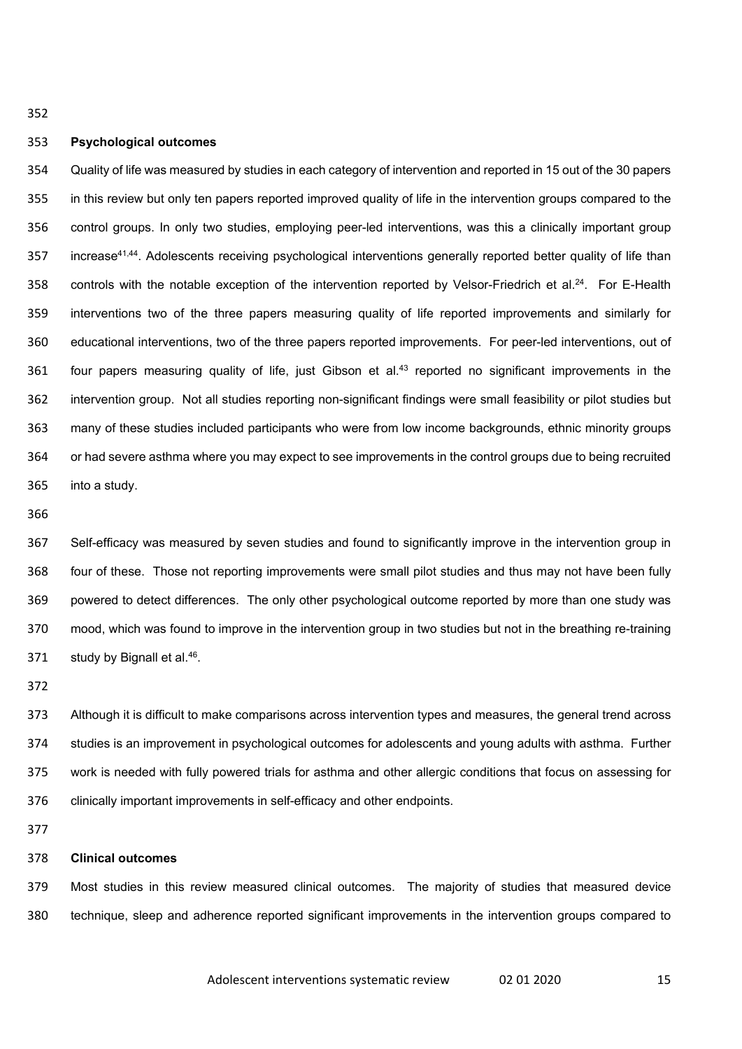## Psychological outcomes

Quality of life was measured by studies in each category of intervention and reported in 15 out of the 30 papers in this review but only ten papers reported improved quality of life in the intervention groups compared to the control groups. In only two studies, employing peer-led interventions, was this a clinically important group increase[41,44]. Adolescents receiving psychological interventions generally reported better quality of life than controls with the notable exception of the intervention reported by Velsor-Friedrich et al.[24]. For E-Health interventions two of the three papers measuring quality of life reported improvements and similarly for educational interventions, two of the three papers reported improvements. For peer-led interventions, out of four papers measuring quality of life, just Gibson et al.[43] reported no significant improvements in the intervention group. Not all studies reporting non-significant findings were small feasibility or pilot studies but many of these studies included participants who were from low income backgrounds, ethnic minority groups or had severe asthma where you may expect to see improvements in the control groups due to being recruited into a study.

Self-efficacy was measured by seven studies and found to significantly improve in the intervention group in four of these. Those not reporting improvements were small pilot studies and thus may not have been fully powered to detect differences. The only other psychological outcome reported by more than one study was mood, which was found to improve in the intervention group in two studies but not in the breathing re-training study by Bignall et al.[46].

Although it is difficult to make comparisons across intervention types and measures, the general trend across studies is an improvement in psychological outcomes for adolescents and young adults with asthma. Further work is needed with fully powered trials for asthma and other allergic conditions that focus on assessing for clinically important improvements in self-efficacy and other endpoints.

## Clinical outcomes

Most studies in this review measured clinical outcomes. The majority of studies that measured device technique, sleep and adherence reported significant improvements in the intervention groups compared to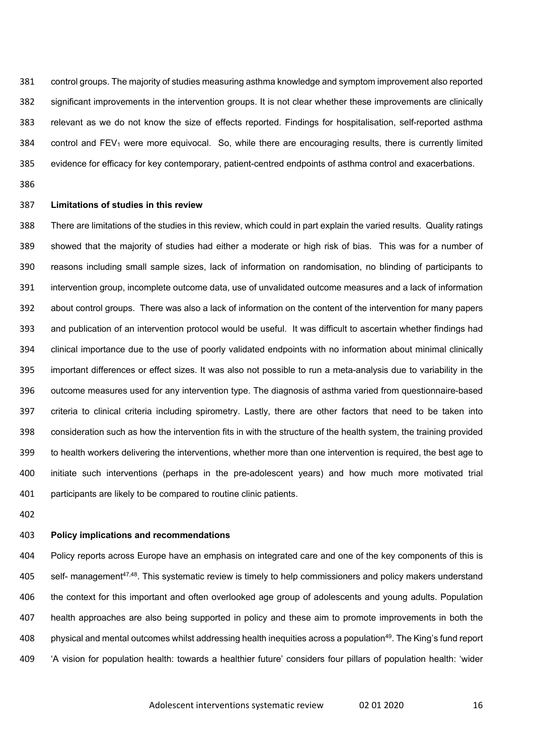control groups. The majority of studies measuring asthma knowledge and symptom improvement also reported significant improvements in the intervention groups. It is not clear whether these improvements are clinically relevant as we do not know the size of effects reported. Findings for hospitalisation, self-reported asthma control and $FEV_1$ were more equivocal. So, while there are encouraging results, there is currently limited evidence for efficacy for key contemporary, patient-centred endpoints of asthma control and exacerbations.

**Limitations of studies in this review**

There are limitations of the studies in this review, which could in part explain the varied results. Quality ratings showed that the majority of studies had either a moderate or high risk of bias. This was for a number of reasons including small sample sizes, lack of information on randomisation, no blinding of participants to intervention group, incomplete outcome data, use of unvalidated outcome measures and a lack of information about control groups. There was also a lack of information on the content of the intervention for many papers and publication of an intervention protocol would be useful. It was difficult to ascertain whether findings had clinical importance due to the use of poorly validated endpoints with no information about minimal clinically important differences or effect sizes. It was also not possible to run a meta-analysis due to variability in the outcome measures used for any intervention type. The diagnosis of asthma varied from questionnaire-based criteria to clinical criteria including spirometry. Lastly, there are other factors that need to be taken into consideration such as how the intervention fits in with the structure of the health system, the training provided to health workers delivering the interventions, whether more than one intervention is required, the best age to initiate such interventions (perhaps in the pre-adolescent years) and how much more motivated trial participants are likely to be compared to routine clinic patients.

**Policy implications and recommendations**

Policy reports across Europe have an emphasis on integrated care and one of the key components of this is self- management[47,48]. This systematic review is timely to help commissioners and policy makers understand the context for this important and often overlooked age group of adolescents and young adults. Population health approaches are also being supported in policy and these aim to promote improvements in both the physical and mental outcomes whilst addressing health inequities across a population[49]. The King's fund report 'A vision for population health: towards a healthier future' considers four pillars of population health: 'wider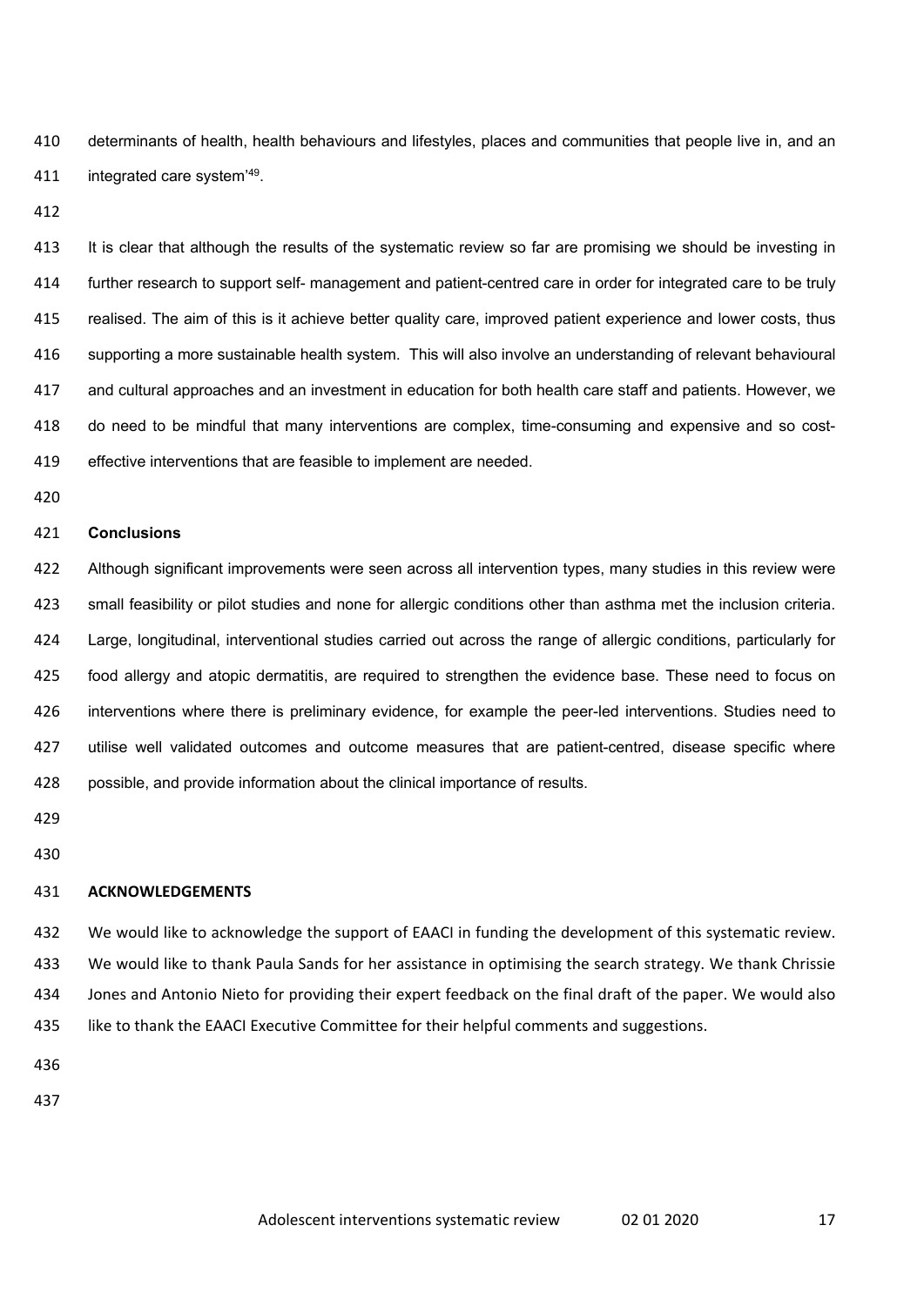determinants of health, health behaviours and lifestyles, places and communities that people live in, and an integrated care system'[49].

It is clear that although the results of the systematic review so far are promising we should be investing in further research to support self- management and patient-centred care in order for integrated care to be truly realised. The aim of this is it achieve better quality care, improved patient experience and lower costs, thus supporting a more sustainable health system. This will also involve an understanding of relevant behavioural and cultural approaches and an investment in education for both health care staff and patients. However, we do need to be mindful that many interventions are complex, time-consuming and expensive and so cost-effective interventions that are feasible to implement are needed.

**Conclusions**

Although significant improvements were seen across all intervention types, many studies in this review were small feasibility or pilot studies and none for allergic conditions other than asthma met the inclusion criteria. Large, longitudinal, interventional studies carried out across the range of allergic conditions, particularly for food allergy and atopic dermatitis, are required to strengthen the evidence base. These need to focus on interventions where there is preliminary evidence, for example the peer-led interventions. Studies need to utilise well validated outcomes and outcome measures that are patient-centred, disease specific where possible, and provide information about the clinical importance of results.

**ACKNOWLEDGEMENTS**

We would like to acknowledge the support of EAACI in funding the development of this systematic review. We would like to thank Paula Sands for her assistance in optimising the search strategy. We thank Chrissie Jones and Antonio Nieto for providing their expert feedback on the final draft of the paper. We would also like to thank the EAACI Executive Committee for their helpful comments and suggestions.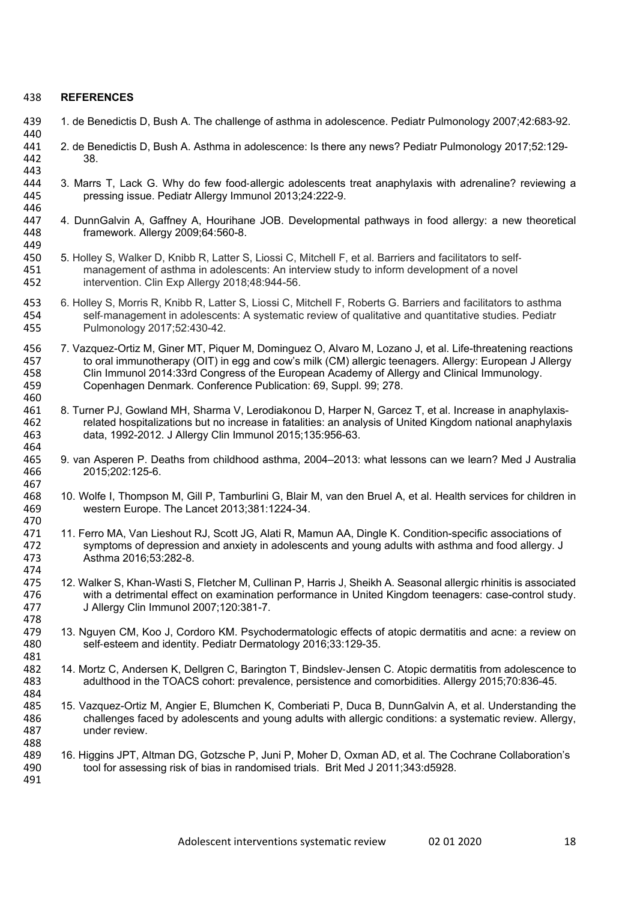**REFERENCES**

1. de Benedictis D, Bush A. The challenge of asthma in adolescence. Pediatr Pulmonology 2007;42:683-92.

2. de Benedictis D, Bush A. Asthma in adolescence: Is there any news? Pediatr Pulmonology 2017;52:129-38.

3. Marrs T, Lack G. Why do few food-allergic adolescents treat anaphylaxis with adrenaline? reviewing a pressing issue. Pediatr Allergy Immunol 2013;24:222-9.

4. DunnGalvin A, Gaffney A, Hourihane JOB. Developmental pathways in food allergy: a new theoretical framework. Allergy 2009;64:560-8.

5. Holley S, Walker D, Knibb R, Latter S, Liossi C, Mitchell F, et al. Barriers and facilitators to self-management of asthma in adolescents: An interview study to inform development of a novel intervention. Clin Exp Allergy 2018;48:944-56.

6. Holley S, Morris R, Knibb R, Latter S, Liossi C, Mitchell F, Roberts G. Barriers and facilitators to asthma self-management in adolescents: A systematic review of qualitative and quantitative studies. Pediatr Pulmonology 2017;52:430-42.

7. Vazquez-Ortiz M, Giner MT, Piquer M, Dominguez O, Alvaro M, Lozano J, et al. Life-threatening reactions to oral immunotherapy (OIT) in egg and cow's milk (CM) allergic teenagers. Allergy: European J Allergy Clin Immunol 2014:33rd Congress of the European Academy of Allergy and Clinical Immunology. Copenhagen Denmark. Conference Publication: 69, Suppl. 99; 278.

8. Turner PJ, Gowland MH, Sharma V, Lerodiakonou D, Harper N, Garcez T, et al. Increase in anaphylaxis-related hospitalizations but no increase in fatalities: an analysis of United Kingdom national anaphylaxis data, 1992-2012. J Allergy Clin Immunol 2015;135:956-63.

9. van Asperen P. Deaths from childhood asthma, 2004–2013: what lessons can we learn? Med J Australia 2015;202:125-6.

10. Wolfe I, Thompson M, Gill P, Tamburlini G, Blair M, van den Bruel A, et al. Health services for children in western Europe. The Lancet 2013;381:1224-34.

11. Ferro MA, Van Lieshout RJ, Scott JG, Alati R, Mamun AA, Dingle K. Condition-specific associations of symptoms of depression and anxiety in adolescents and young adults with asthma and food allergy. J Asthma 2016;53:282-8.

12. Walker S, Khan-Wasti S, Fletcher M, Cullinan P, Harris J, Sheikh A. Seasonal allergic rhinitis is associated with a detrimental effect on examination performance in United Kingdom teenagers: case-control study. J Allergy Clin Immunol 2007;120:381-7.

13. Nguyen CM, Koo J, Cordoro KM. Psychodermatologic effects of atopic dermatitis and acne: a review on self-esteem and identity. Pediatr Dermatology 2016;33:129-35.

14. Mortz C, Andersen K, Dellgren C, Barington T, Bindslev-Jensen C. Atopic dermatitis from adolescence to adulthood in the TOACS cohort: prevalence, persistence and comorbidities. Allergy 2015;70:836-45.

15. Vazquez-Ortiz M, Angier E, Blumchen K, Comberiati P, Duca B, DunnGalvin A, et al. Understanding the challenges faced by adolescents and young adults with allergic conditions: a systematic review. Allergy, under review.

16. Higgins JPT, Altman DG, Gotzsche P, Juni P, Moher D, Oxman AD, et al. The Cochrane Collaboration's tool for assessing risk of bias in randomised trials. Brit Med J 2011;343:d5928.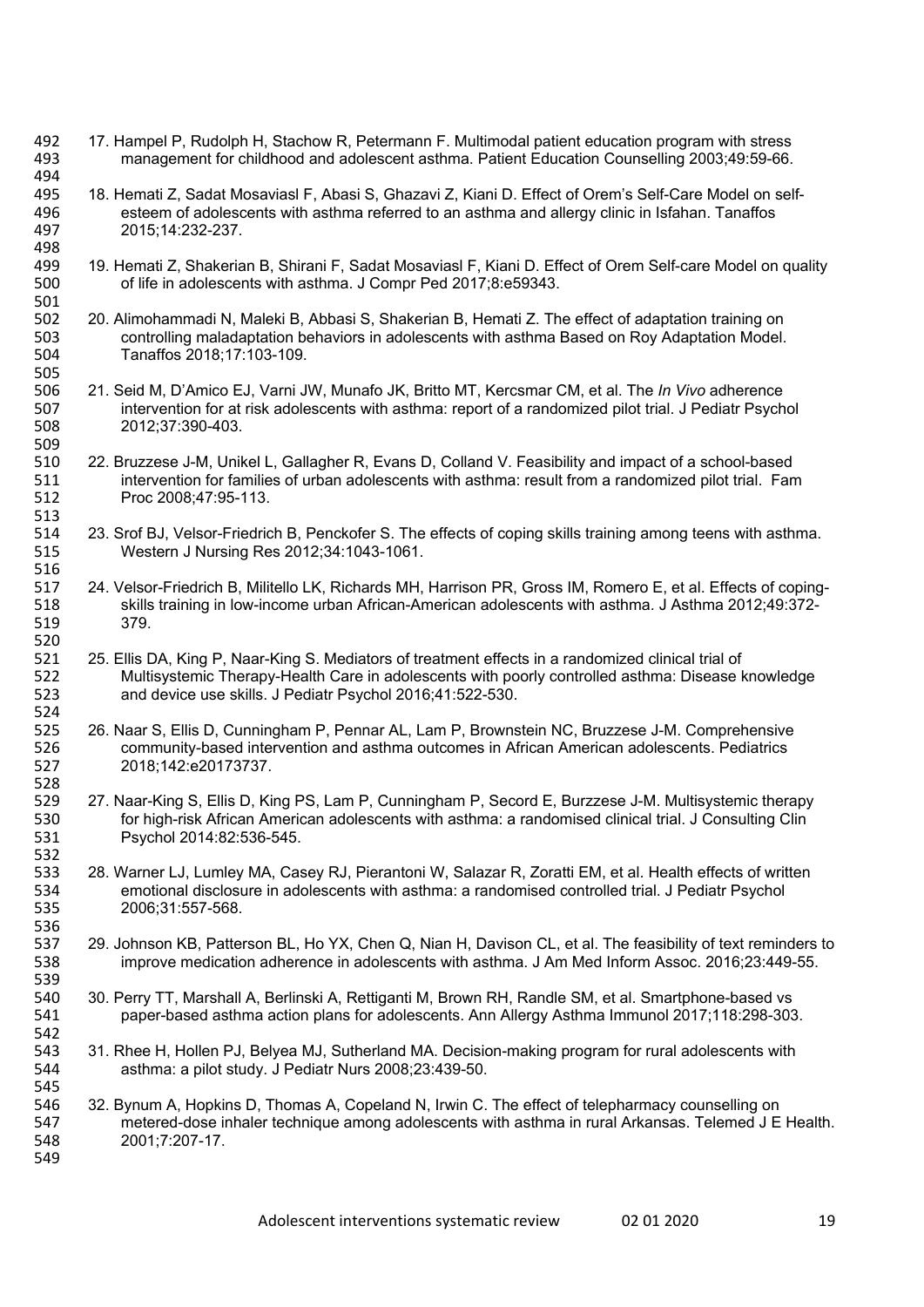17. Hampel P, Rudolph H, Stachow R, Petermann F. Multimodal patient education program with stress management for childhood and adolescent asthma. Patient Education Counselling 2003;49:59-66.

18. Hemati Z, Sadat Mosaviasl F, Abasi S, Ghazavi Z, Kiani D. Effect of Orem's Self-Care Model on self-esteem of adolescents with asthma referred to an asthma and allergy clinic in Isfahan. Tanaffos 2015;14:232-237.

19. Hemati Z, Shakerian B, Shirani F, Sadat Mosaviasl F, Kiani D. Effect of Orem Self-care Model on quality of life in adolescents with asthma. J Compr Ped 2017;8:e59343.

20. Alimohammadi N, Maleki B, Abbasi S, Shakerian B, Hemati Z. The effect of adaptation training on controlling maladaptation behaviors in adolescents with asthma Based on Roy Adaptation Model. Tanaffos 2018;17:103-109.

21. Seid M, D'Amico EJ, Varni JW, Munafo JK, Britto MT, Kercsmar CM, et al. The *In Vivo* adherence intervention for at risk adolescents with asthma: report of a randomized pilot trial. J Pediatr Psychol 2012;37:390-403.

22. Bruzzese J-M, Unikel L, Gallagher R, Evans D, Colland V. Feasibility and impact of a school-based intervention for families of urban adolescents with asthma: result from a randomized pilot trial. Fam Proc 2008;47:95-113.

23. Srof BJ, Velsor-Friedrich B, Penckofer S. The effects of coping skills training among teens with asthma. Western J Nursing Res 2012;34:1043-1061.

24. Velsor-Friedrich B, Militello LK, Richards MH, Harrison PR, Gross IM, Romero E, et al. Effects of coping-skills training in low-income urban African-American adolescents with asthma. J Asthma 2012;49:372-379.

25. Ellis DA, King P, Naar-King S. Mediators of treatment effects in a randomized clinical trial of Multisystemic Therapy-Health Care in adolescents with poorly controlled asthma: Disease knowledge and device use skills. J Pediatr Psychol 2016;41:522-530.

26. Naar S, Ellis D, Cunningham P, Pennar AL, Lam P, Brownstein NC, Bruzzese J-M. Comprehensive community-based intervention and asthma outcomes in African American adolescents. Pediatrics 2018;142:e20173737.

27. Naar-King S, Ellis D, King PS, Lam P, Cunningham P, Secord E, Burzzese J-M. Multisystemic therapy for high-risk African American adolescents with asthma: a randomised clinical trial. J Consulting Clin Psychol 2014:82:536-545.

28. Warner LJ, Lumley MA, Casey RJ, Pierantoni W, Salazar R, Zoratti EM, et al. Health effects of written emotional disclosure in adolescents with asthma: a randomised controlled trial. J Pediatr Psychol 2006;31:557-568.

29. Johnson KB, Patterson BL, Ho YX, Chen Q, Nian H, Davison CL, et al. The feasibility of text reminders to improve medication adherence in adolescents with asthma. J Am Med Inform Assoc. 2016;23:449-55.

30. Perry TT, Marshall A, Berlinski A, Rettiganti M, Brown RH, Randle SM, et al. Smartphone-based vs paper-based asthma action plans for adolescents. Ann Allergy Asthma Immunol 2017;118:298-303.

31. Rhee H, Hollen PJ, Belyea MJ, Sutherland MA. Decision-making program for rural adolescents with asthma: a pilot study. J Pediatr Nurs 2008;23:439-50.

32. Bynum A, Hopkins D, Thomas A, Copeland N, Irwin C. The effect of telepharmacy counselling on metered-dose inhaler technique among adolescents with asthma in rural Arkansas. Telemed J E Health. 2001;7:207-17.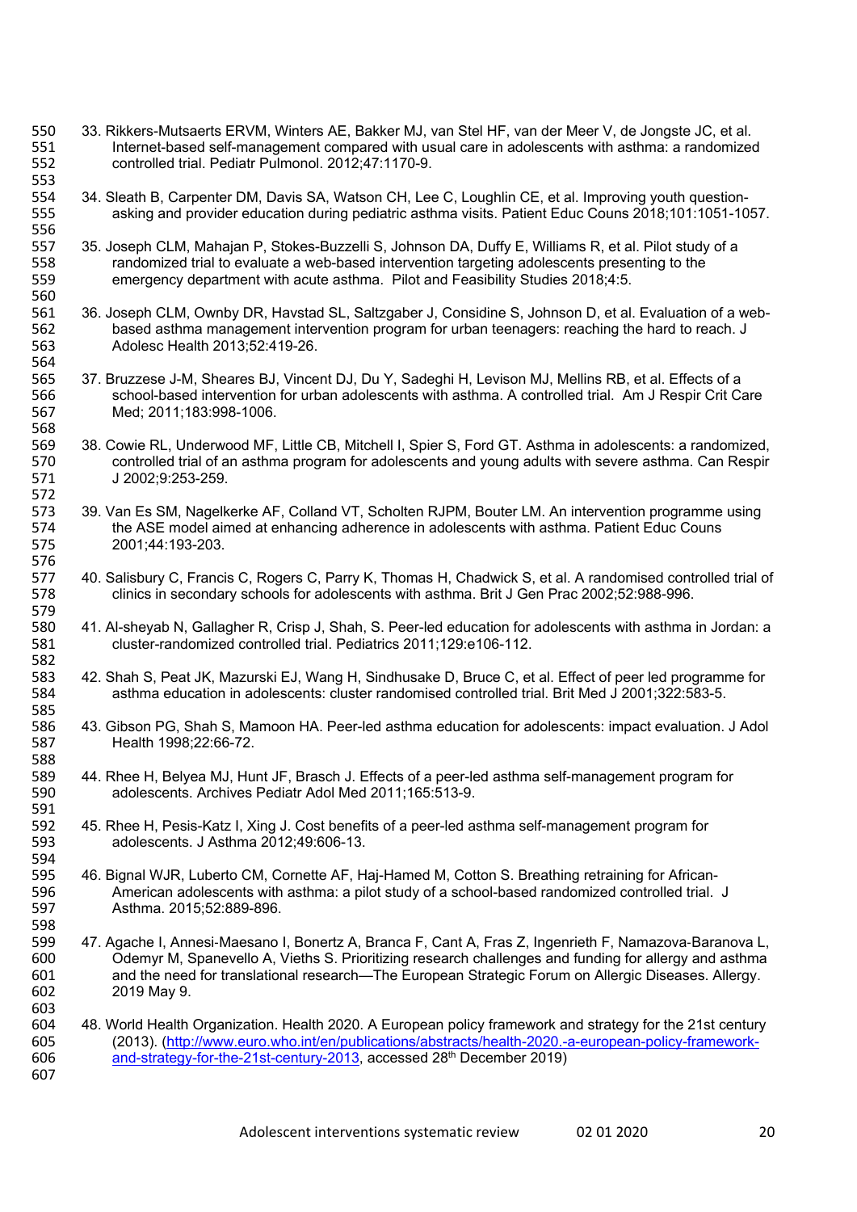33. Rikkers-Mutsaerts ERVM, Winters AE, Bakker MJ, van Stel HF, van der Meer V, de Jongste JC, et al. Internet-based self-management compared with usual care in adolescents with asthma: a randomized controlled trial. Pediatr Pulmonol. 2012;47:1170-9.

34. Sleath B, Carpenter DM, Davis SA, Watson CH, Lee C, Loughlin CE, et al. Improving youth question-asking and provider education during pediatric asthma visits. Patient Educ Couns 2018;101:1051-1057.

35. Joseph CLM, Mahajan P, Stokes-Buzzelli S, Johnson DA, Duffy E, Williams R, et al. Pilot study of a randomized trial to evaluate a web-based intervention targeting adolescents presenting to the emergency department with acute asthma. Pilot and Feasibility Studies 2018;4:5.

36. Joseph CLM, Ownby DR, Havstad SL, Saltzgaber J, Considine S, Johnson D, et al. Evaluation of a web-based asthma management intervention program for urban teenagers: reaching the hard to reach. J Adolesc Health 2013;52:419-26.

37. Bruzzese J-M, Sheares BJ, Vincent DJ, Du Y, Sadeghi H, Levison MJ, Mellins RB, et al. Effects of a school-based intervention for urban adolescents with asthma. A controlled trial. Am J Respir Crit Care Med; 2011;183:998-1006.

38. Cowie RL, Underwood MF, Little CB, Mitchell I, Spier S, Ford GT. Asthma in adolescents: a randomized, controlled trial of an asthma program for adolescents and young adults with severe asthma. Can Respir J 2002;9:253-259.

39. Van Es SM, Nagelkerke AF, Colland VT, Scholten RJPM, Bouter LM. An intervention programme using the ASE model aimed at enhancing adherence in adolescents with asthma. Patient Educ Couns 2001;44:193-203.

40. Salisbury C, Francis C, Rogers C, Parry K, Thomas H, Chadwick S, et al. A randomised controlled trial of clinics in secondary schools for adolescents with asthma. Brit J Gen Prac 2002;52:988-996.

41. Al-sheyab N, Gallagher R, Crisp J, Shah, S. Peer-led education for adolescents with asthma in Jordan: a cluster-randomized controlled trial. Pediatrics 2011;129:e106-112.

42. Shah S, Peat JK, Mazurski EJ, Wang H, Sindhusake D, Bruce C, et al. Effect of peer led programme for asthma education in adolescents: cluster randomised controlled trial. Brit Med J 2001;322:583-5.

43. Gibson PG, Shah S, Mamoon HA. Peer-led asthma education for adolescents: impact evaluation. J Adol Health 1998;22:66-72.

44. Rhee H, Belyea MJ, Hunt JF, Brasch J. Effects of a peer-led asthma self-management program for adolescents. Archives Pediatr Adol Med 2011;165:513-9.

45. Rhee H, Pesis-Katz I, Xing J. Cost benefits of a peer-led asthma self-management program for adolescents. J Asthma 2012;49:606-13.

46. Bignal WJR, Luberto CM, Cornette AF, Haj-Hamed M, Cotton S. Breathing retraining for African-American adolescents with asthma: a pilot study of a school-based randomized controlled trial. J Asthma. 2015;52:889-896.

47. Agache I, Annesi-Maesano I, Bonertz A, Branca F, Cant A, Fras Z, Ingenrieth F, Namazova-Baranova L, Odemyr M, Spanevello A, Vieths S. Prioritizing research challenges and funding for allergy and asthma and the need for translational research—The European Strategic Forum on Allergic Diseases. Allergy. 2019 May 9.

48. World Health Organization. Health 2020. A European policy framework and strategy for the 21st century (2013). (http://www.euro.who.int/en/publications/abstracts/health-2020.-a-european-policy-framework-and-strategy-for-the-21st-century-2013, accessed 28th December 2019)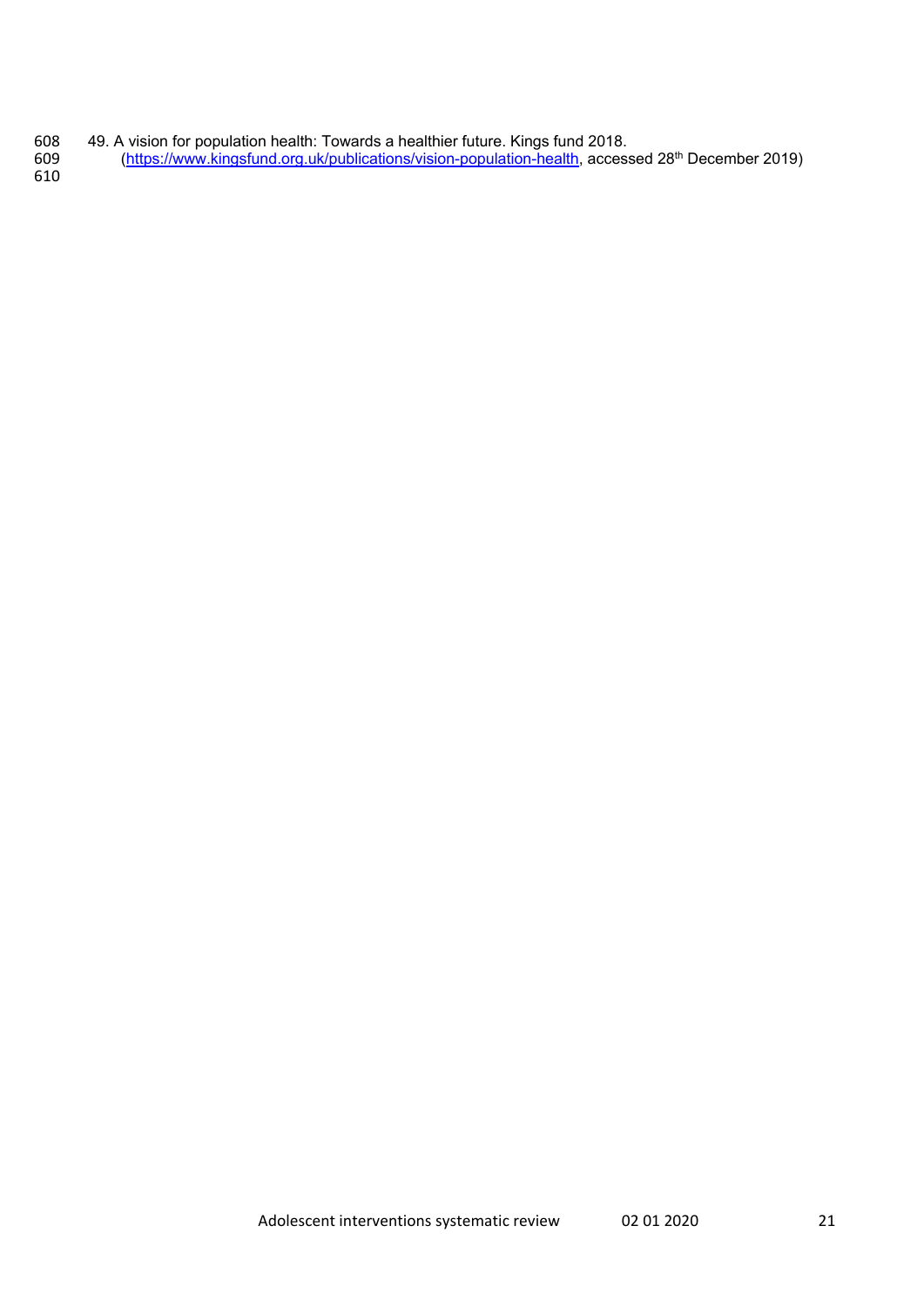49. A vision for population health: Towards a healthier future. Kings fund 2018. (https://www.kingsfund.org.uk/publications/vision-population-health, accessed 28th December 2019)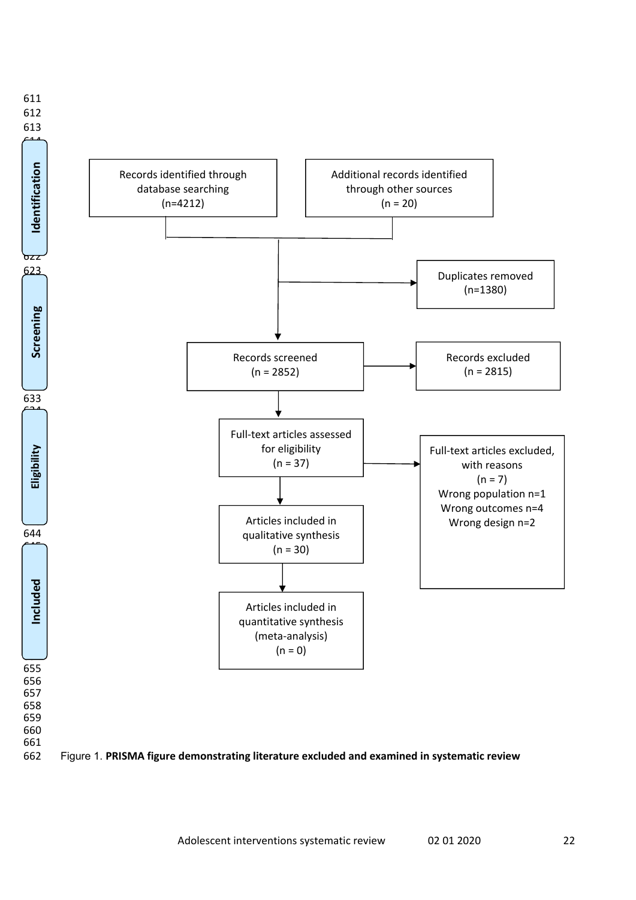**Identification**

Records identified through database searching (n=4212)

Additional records identified through other sources (n = 20)

Duplicates removed (n=1380)

**Screening**

Records screened (n = 2852)

Records excluded (n = 2815)

**Eligibility**

Full-text articles assessed for eligibility (n = 37)

Full-text articles excluded, with reasons (n = 7)
Wrong population n=1
Wrong outcomes n=4
Wrong design n=2

**Included**

Articles included in qualitative synthesis (n = 30)

Articles included in quantitative synthesis (meta-analysis) (n = 0)

Figure 1. **PRISMA figure demonstrating literature excluded and examined in systematic review**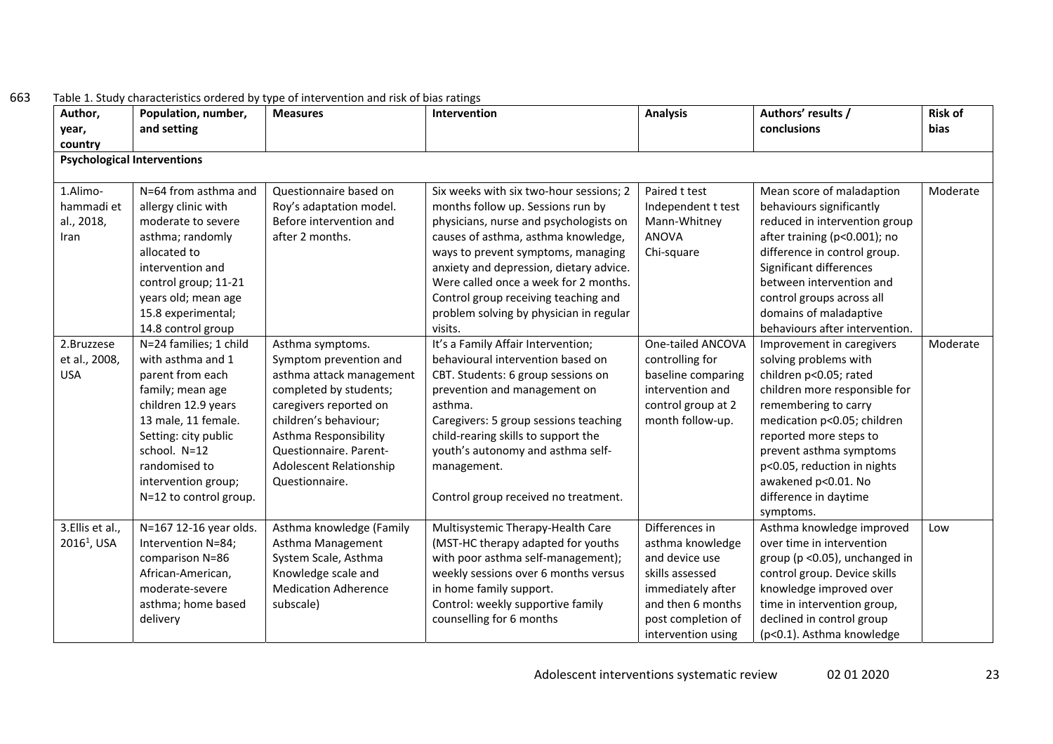Table 1. Study characteristics ordered by type of intervention and risk of bias ratings

| Author, year, country | Population, number, and setting | Measures | Intervention | Analysis | Authors' results / conclusions | Risk of bias |
|---|---|---|---|---|---|---|
| **Psychological Interventions** | | | | | | |
| 1.Alimo-hammadi et al., 2018, Iran | N=64 from asthma and allergy clinic with moderate to severe asthma; randomly allocated to intervention and control group; 11-21 years old; mean age 15.8 experimental; 14.8 control group | Questionnaire based on Roy's adaptation model. Before intervention and after 2 months. | Six weeks with six two-hour sessions; 2 months follow up. Sessions run by physicians, nurse and psychologists on causes of asthma, asthma knowledge, ways to prevent symptoms, managing anxiety and depression, dietary advice. Were called once a week for 2 months. Control group receiving teaching and problem solving by physician in regular visits. | Paired t test Independent t test Mann-Whitney ANOVA Chi-square | Mean score of maladaption behaviours significantly reduced in intervention group after training ($p<0.001$); no difference in control group. Significant differences between intervention and control groups across all domains of maladaptive behaviours after intervention. | Moderate |
| 2.Bruzzese et al., 2008, USA | N=24 families; 1 child with asthma and 1 parent from each family; mean age children 12.9 years 13 male, 11 female. Setting: city public school. N=12 randomised to intervention group; N=12 to control group. | Asthma symptoms. Symptom prevention and asthma attack management completed by students; caregivers reported on children's behaviour; Asthma Responsibility Questionnaire. Parent-Adolescent Relationship Questionnaire. | It's a Family Affair Intervention; behavioural intervention based on CBT. Students: 6 group sessions on prevention and management on asthma.<br>Caregivers: 5 group sessions teaching child-rearing skills to support the youth's autonomy and asthma self-management.<br><br>Control group received no treatment. | One-tailed ANCOVA controlling for baseline comparing intervention and control group at 2 month follow-up. | Improvement in caregivers solving problems with children $p<0.05$; rated children more responsible for remembering to carry medication $p<0.05$; children reported more steps to prevent asthma symptoms $p<0.05$, reduction in nights awakened $p<0.01$. No difference in daytime symptoms. | Moderate |
| 3.Ellis et al., 2016[1], USA | N=167 12-16 year olds. Intervention N=84; comparison N=86 African-American, moderate-severe asthma; home based delivery | Asthma knowledge (Family Asthma Management System Scale, Asthma Knowledge scale and Medication Adherence subscale) | Multisystemic Therapy-Health Care (MST-HC therapy adapted for youths with poor asthma self-management); weekly sessions over 6 months versus in home family support.<br>Control: weekly supportive family counselling for 6 months | Differences in asthma knowledge and device use skills assessed immediately after and then 6 months post completion of intervention using | Asthma knowledge improved over time in intervention group ($p<0.05$), unchanged in control group. Device skills knowledge improved over time in intervention group, declined in control group ($p<0.1$). Asthma knowledge | Low |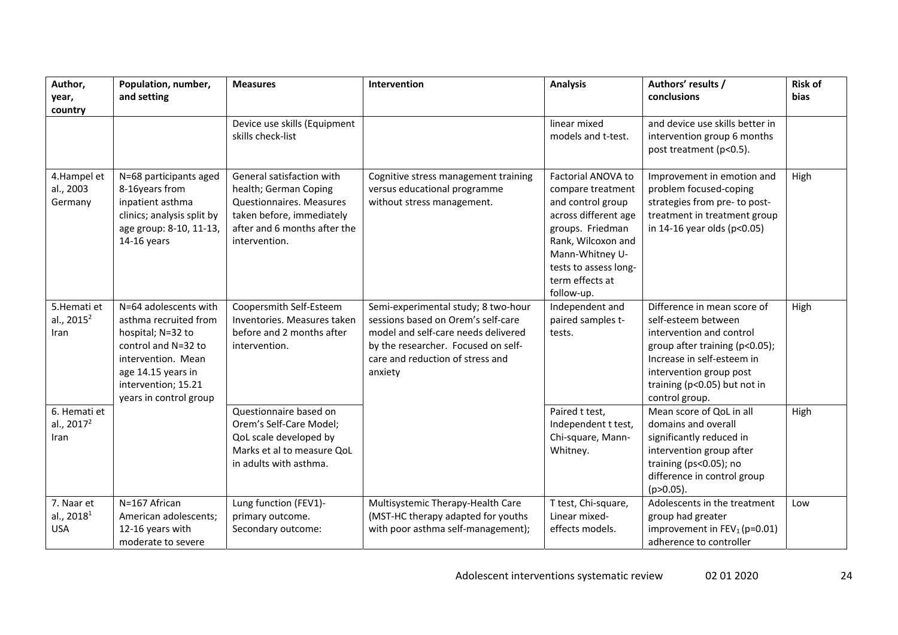| Author, year, country | Population, number, and setting | Measures | Intervention | Analysis | Authors' results / conclusions | Risk of bias |
|---|---|---|---|---|---|---|
| | | Device use skills (Equipment skills check-list | | linear mixed models and t-test. | and device use skills better in intervention group 6 months post treatment (p<0.5). | |
| 4.Hampel et al., 2003 Germany | N=68 participants aged 8-16years from inpatient asthma clinics; analysis split by age group: 8-10, 11-13, 14-16 years | General satisfaction with health; German Coping Questionnaires. Measures taken before, immediately after and 6 months after the intervention. | Cognitive stress management training versus educational programme without stress management. | Factorial ANOVA to compare treatment and control group across different age groups. Friedman Rank, Wilcoxon and Mann-Whitney U-tests to assess long-term effects at follow-up. | Improvement in emotion and problem focused-coping strategies from pre- to post-treatment in treatment group in 14-16 year olds (p<0.05) | High |
| 5.Hemati et al., 2015[2] Iran | N=64 adolescents with asthma recruited from hospital; N=32 to control and N=32 to intervention. Mean age 14.15 years in intervention; 15.21 years in control group | Coopersmith Self-Esteem Inventories. Measures taken before and 2 months after intervention. | Semi-experimental study; 8 two-hour sessions based on Orem's self-care model and self-care needs delivered by the researcher. Focused on self-care and reduction of stress and anxiety | Independent and paired samples t-tests. | Difference in mean score of self-esteem between intervention and control group after training (p<0.05); Increase in self-esteem in intervention group post training (p<0.05) but not in control group. | High |
| 6. Hemati et al., 2017[2] Iran | | Questionnaire based on Orem's Self-Care Model; QoL scale developed by Marks et al to measure QoL in adults with asthma. | | Paired t test, Independent t test, Chi-square, Mann-Whitney. | Mean score of QoL in all domains and overall significantly reduced in intervention group after training (ps<0.05); no difference in control group (p>0.05). | High |
| 7. Naar et al., 2018[1] USA | N=167 African American adolescents; 12-16 years with moderate to severe | Lung function (FEV1)- primary outcome. Secondary outcome: | Multisystemic Therapy-Health Care (MST-HC therapy adapted for youths with poor asthma self-management); | T test, Chi-square, Linear mixed-effects models. | Adolescents in the treatment group had greater improvement in $FEV_1$ (p=0.01) adherence to controller | Low |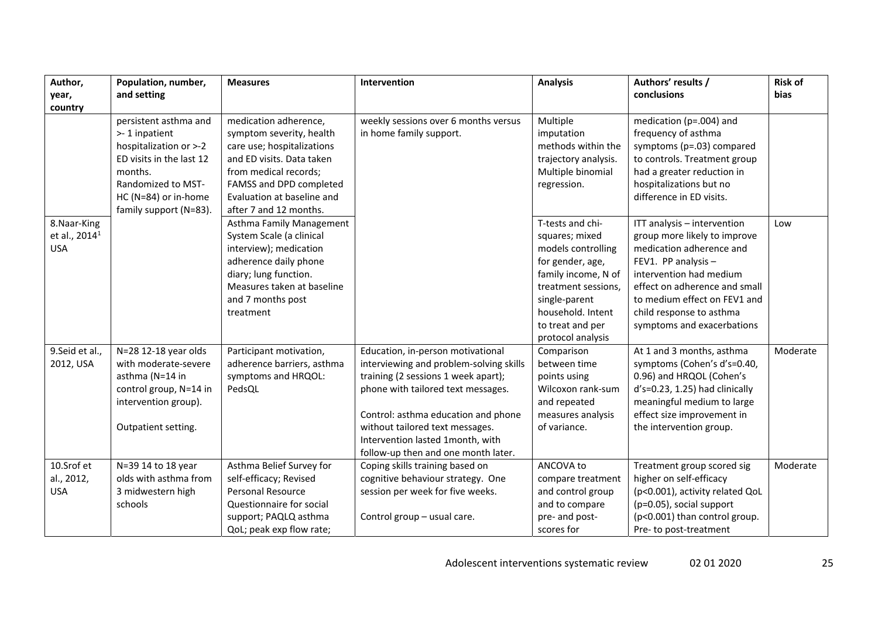| Author, year, country | Population, number, and setting | Measures | Intervention | Analysis | Authors' results / conclusions | Risk of bias |
|---|---|---|---|---|---|---|
| | persistent asthma and >-1 inpatient hospitalization or >-2 ED visits in the last 12 months. Randomized to MST-HC (N=84) or in-home family support (N=83). | medication adherence, symptom severity, health care use; hospitalizations and ED visits. Data taken from medical records; FAMSS and DPD completed Evaluation at baseline and after 7 and 12 months. | weekly sessions over 6 months versus in home family support. | Multiple imputation methods within the trajectory analysis. Multiple binomial regression. | medication (p=.004) and frequency of asthma symptoms (p=.03) compared to controls. Treatment group had a greater reduction in hospitalizations but no difference in ED visits. | |
| 8.Naar-King et al., 2014[1] USA | | Asthma Family Management System Scale (a clinical interview); medication adherence daily phone diary; lung function. Measures taken at baseline and 7 months post treatment | | T-tests and chi-squares; mixed models controlling for gender, age, family income, N of treatment sessions, single-parent household. Intent to treat and per protocol analysis | ITT analysis – intervention group more likely to improve medication adherence and FEV1. PP analysis – intervention had medium effect on adherence and small to medium effect on FEV1 and child response to asthma symptoms and exacerbations | Low |
| 9.Seid et al., 2012, USA | N=28 12-18 year olds with moderate-severe asthma (N=14 in control group, N=14 in intervention group).<br><br>Outpatient setting. | Participant motivation, adherence barriers, asthma symptoms and HRQOL: PedsQL | Education, in-person motivational interviewing and problem-solving skills training (2 sessions 1 week apart); phone with tailored text messages.<br><br>Control: asthma education and phone without tailored text messages. Intervention lasted 1month, with follow-up then and one month later. | Comparison between time points using Wilcoxon rank-sum and repeated measures analysis of variance. | At 1 and 3 months, asthma symptoms (Cohen's d's=0.40, 0.96) and HRQOL (Cohen's d's=0.23, 1.25) had clinically meaningful medium to large effect size improvement in the intervention group. | Moderate |
| 10.Srof et al., 2012, USA | N=39 14 to 18 year olds with asthma from 3 midwestern high schools | Asthma Belief Survey for self-efficacy; Revised Personal Resource Questionnaire for social support; PAQLQ asthma QoL; peak exp flow rate; | Coping skills training based on cognitive behaviour strategy. One session per week for five weeks.<br><br>Control group – usual care. | ANCOVA to compare treatment and control group and to compare pre- and post-scores for | Treatment group scored sig higher on self-efficacy (p<0.001), activity related QoL (p=0.05), social support (p<0.001) than control group. Pre- to post-treatment | Moderate |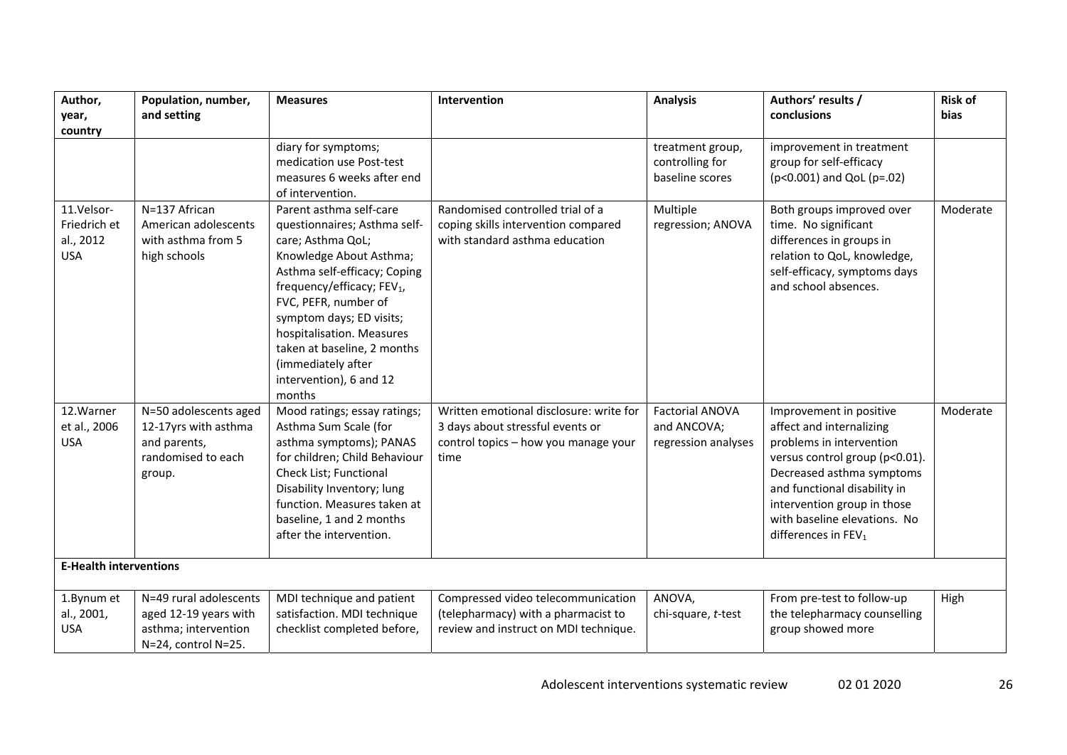| Author, year, country | Population, number, and setting | Measures | Intervention | Analysis | Authors' results / conclusions | Risk of bias |
|---|---|---|---|---|---|---|
| | | diary for symptoms; medication use Post-test measures 6 weeks after end of intervention. | | treatment group, controlling for baseline scores | improvement in treatment group for self-efficacy ($p<0.001$) and QoL ($p=.02$) | |
| 11.Velsor-Friedrich et al., 2012 USA | N=137 African American adolescents with asthma from 5 high schools | Parent asthma self-care questionnaires; Asthma self-care; Asthma QoL; Knowledge About Asthma; Asthma self-efficacy; Coping frequency/efficacy; $FEV_1$, FVC, PEFR, number of symptom days; ED visits; hospitalisation. Measures taken at baseline, 2 months (immediately after intervention), 6 and 12 months | Randomised controlled trial of a coping skills intervention compared with standard asthma education | Multiple regression; ANOVA | Both groups improved over time. No significant differences in groups in relation to QoL, knowledge, self-efficacy, symptoms days and school absences. | Moderate |
| 12.Warner et al., 2006 USA | N=50 adolescents aged 12-17yrs with asthma and parents, randomised to each group. | Mood ratings; essay ratings; Asthma Sum Scale (for asthma symptoms); PANAS for children; Child Behaviour Check List; Functional Disability Inventory; lung function. Measures taken at baseline, 1 and 2 months after the intervention. | Written emotional disclosure: write for 3 days about stressful events or control topics – how you manage your time | Factorial ANOVA and ANCOVA; regression analyses | Improvement in positive affect and internalizing problems in intervention versus control group ($p<0.01$). Decreased asthma symptoms and functional disability in intervention group in those with baseline elevations. No differences in $FEV_1$ | Moderate |
| **E-Health interventions** | | | | | | |
| 1.Bynum et al., 2001, USA | N=49 rural adolescents aged 12-19 years with asthma; intervention N=24, control N=25. | MDI technique and patient satisfaction. MDI technique checklist completed before, | Compressed video telecommunication (telepharmacy) with a pharmacist to review and instruct on MDI technique. | ANOVA, chi-square, *t*-test | From pre-test to follow-up the telepharmacy counselling group showed more | High |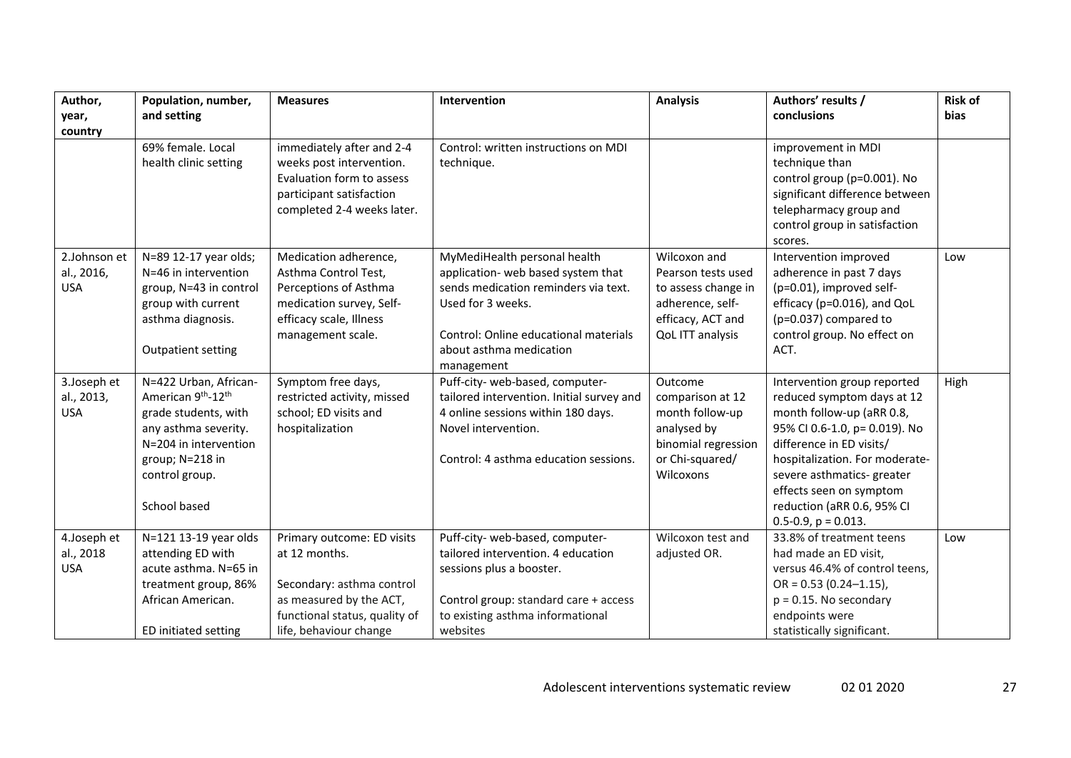| Author, year, country | Population, number, and setting | Measures | Intervention | Analysis | Authors' results / conclusions | Risk of bias |
|---|---|---|---|---|---|---|
| | 69% female. Local health clinic setting | immediately after and 2-4 weeks post intervention. Evaluation form to assess participant satisfaction completed 2-4 weeks later. | Control: written instructions on MDI technique. | | improvement in MDI technique than control group (p=0.001). No significant difference between telepharmacy group and control group in satisfaction scores. | |
| 2.Johnson et al., 2016, USA | N=89 12-17 year olds; N=46 in intervention group, N=43 in control group with current asthma diagnosis.<br><br>Outpatient setting | Medication adherence, Asthma Control Test, Perceptions of Asthma medication survey, Self-efficacy scale, Illness management scale. | MyMediHealth personal health application- web based system that sends medication reminders via text. Used for 3 weeks.<br><br>Control: Online educational materials about asthma medication management | Wilcoxon and Pearson tests used to assess change in adherence, self-efficacy, ACT and QoL ITT analysis | Intervention improved adherence in past 7 days (p=0.01), improved self-efficacy (p=0.016), and QoL (p=0.037) compared to control group. No effect on ACT. | Low |
| 3.Joseph et al., 2013, USA | N=422 Urban, African-American 9th-12th grade students, with any asthma severity. N=204 in intervention group; N=218 in control group.<br><br>School based | Symptom free days, restricted activity, missed school; ED visits and hospitalization | Puff-city- web-based, computer-tailored intervention. Initial survey and 4 online sessions within 180 days. Novel intervention.<br><br>Control: 4 asthma education sessions. | Outcome comparison at 12 month follow-up analysed by binomial regression or Chi-squared/ Wilcoxons | Intervention group reported reduced symptom days at 12 month follow-up (aRR 0.8, 95% CI 0.6-1.0, p= 0.019). No difference in ED visits/ hospitalization. For moderate-severe asthmatics- greater effects seen on symptom reduction (aRR 0.6, 95% CI 0.5-0.9, p = 0.013. | High |
| 4.Joseph et al., 2018 USA | N=121 13-19 year olds attending ED with acute asthma. N=65 in treatment group, 86% African American.<br><br>ED initiated setting | Primary outcome: ED visits at 12 months.<br><br>Secondary: asthma control as measured by the ACT, functional status, quality of life, behaviour change | Puff-city- web-based, computer-tailored intervention. 4 education sessions plus a booster.<br><br>Control group: standard care + access to existing asthma informational websites | Wilcoxon test and adjusted OR. | 33.8% of treatment teens had made an ED visit, versus 46.4% of control teens, OR = 0.53 (0.24–1.15), p = 0.15. No secondary endpoints were statistically significant. | Low |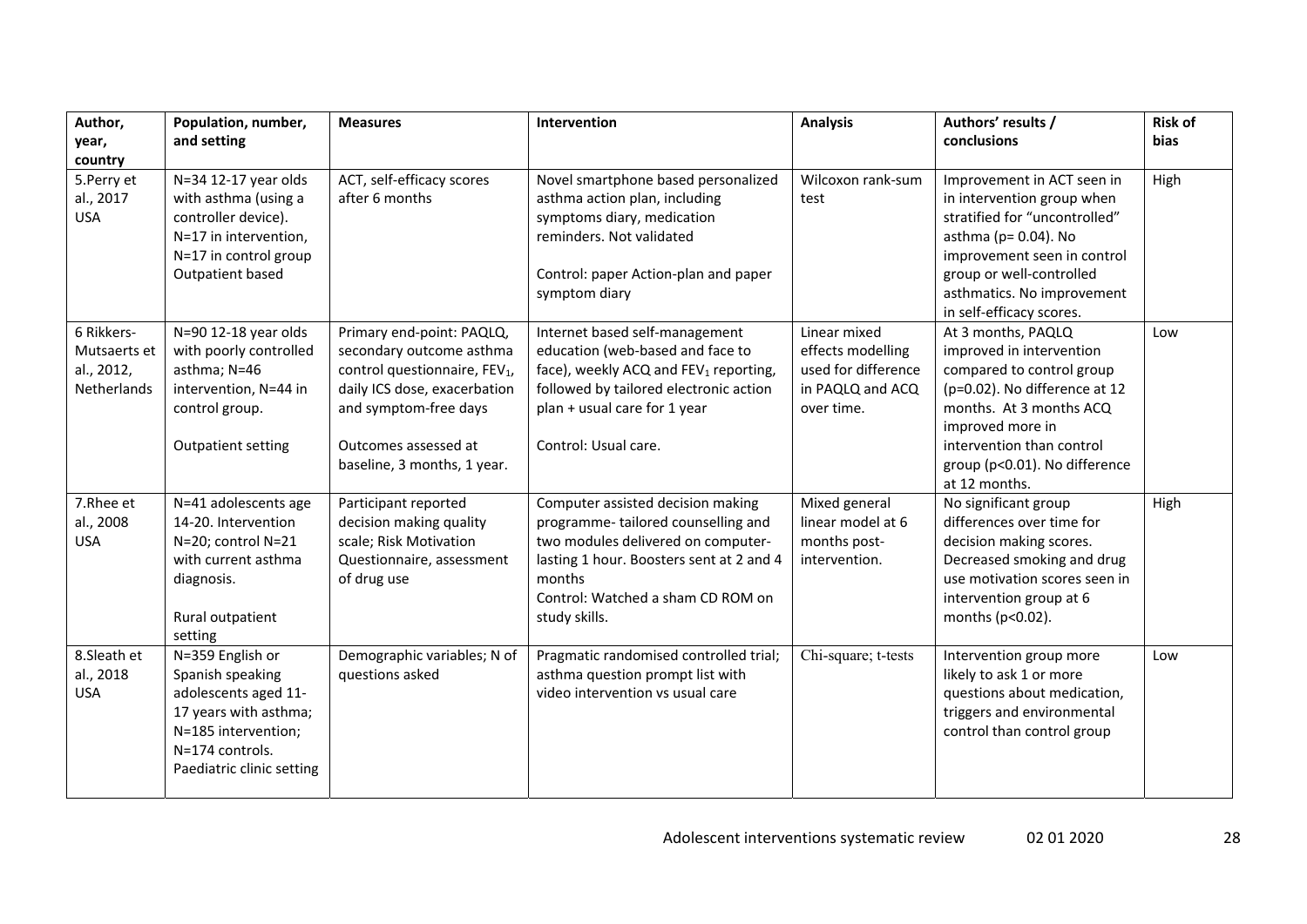| Author, year, country | Population, number, and setting | Measures | Intervention | Analysis | Authors' results / conclusions | Risk of bias |
|---|---|---|---|---|---|---|
| 5.Perry et al., 2017 USA | N=34 12-17 year olds with asthma (using a controller device). N=17 in intervention, N=17 in control group Outpatient based | ACT, self-efficacy scores after 6 months | Novel smartphone based personalized asthma action plan, including symptoms diary, medication reminders. Not validated<br><br>Control: paper Action-plan and paper symptom diary | Wilcoxon rank-sum test | Improvement in ACT seen in intervention group when stratified for "uncontrolled" asthma (p= 0.04). No improvement seen in control group or well-controlled asthmatics. No improvement in self-efficacy scores. | High |
| 6 Rikkers-Mutsaerts et al., 2012, Netherlands | N=90 12-18 year olds with poorly controlled asthma; N=46 intervention, N=44 in control group.<br><br>Outpatient setting | Primary end-point: PAQLQ, secondary outcome asthma control questionnaire, $FEV_1$, daily ICS dose, exacerbation and symptom-free days<br><br>Outcomes assessed at baseline, 3 months, 1 year. | Internet based self-management education (web-based and face to face), weekly ACQ and $FEV_1$ reporting, followed by tailored electronic action plan + usual care for 1 year<br><br>Control: Usual care. | Linear mixed effects modelling used for difference in PAQLQ and ACQ over time. | At 3 months, PAQLQ improved in intervention compared to control group (p=0.02). No difference at 12 months. At 3 months ACQ improved more in intervention than control group (p<0.01). No difference at 12 months. | Low |
| 7.Rhee et al., 2008 USA | N=41 adolescents age 14-20. Intervention N=20; control N=21 with current asthma diagnosis.<br><br>Rural outpatient setting | Participant reported decision making quality scale; Risk Motivation Questionnaire, assessment of drug use | Computer assisted decision making programme- tailored counselling and two modules delivered on computer-lasting 1 hour. Boosters sent at 2 and 4 months<br>Control: Watched a sham CD ROM on study skills. | Mixed general linear model at 6 months post-intervention. | No significant group differences over time for decision making scores. Decreased smoking and drug use motivation scores seen in intervention group at 6 months (p<0.02). | High |
| 8.Sleath et al., 2018 USA | N=359 English or Spanish speaking adolescents aged 11-17 years with asthma; N=185 intervention; N=174 controls. Paediatric clinic setting | Demographic variables; N of questions asked | Pragmatic randomised controlled trial; asthma question prompt list with video intervention vs usual care | Chi-square; t-tests | Intervention group more likely to ask 1 or more questions about medication, triggers and environmental control than control group | Low |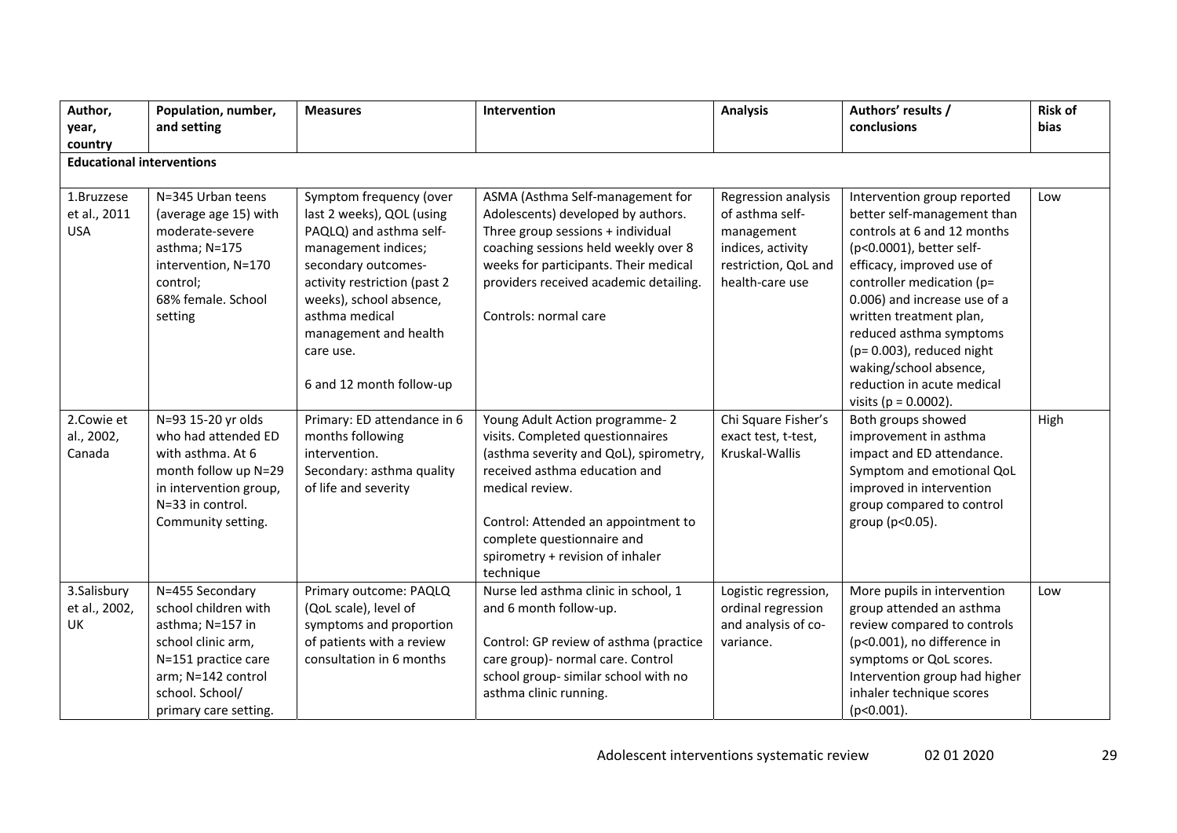| Author, year, country | Population, number, and setting | Measures | Intervention | Analysis | Authors' results / conclusions | Risk of bias |
|---|---|---|---|---|---|---|
| **Educational interventions** | | | | | | |
| 1.Bruzzese et al., 2011 USA | N=345 Urban teens (average age 15) with moderate-severe asthma; N=175 intervention, N=170 control; 68% female. School setting | Symptom frequency (over last 2 weeks), QOL (using PAQLQ) and asthma self-management indices; secondary outcomes- activity restriction (past 2 weeks), school absence, asthma medical management and health care use.<br><br>6 and 12 month follow-up | ASMA (Asthma Self-management for Adolescents) developed by authors. Three group sessions + individual coaching sessions held weekly over 8 weeks for participants. Their medical providers received academic detailing.<br><br>Controls: normal care | Regression analysis of asthma self-management indices, activity restriction, QoL and health-care use | Intervention group reported better self-management than controls at 6 and 12 months ($p<0.0001$), better self-efficacy, improved use of controller medication ($p= 0.006$) and increase use of a written treatment plan, reduced asthma symptoms ($p= 0.003$), reduced night waking/school absence, reduction in acute medical visits ($p = 0.0002$). | Low |
| 2.Cowie et al., 2002, Canada | N=93 15-20 yr olds who had attended ED with asthma. At 6 month follow up N=29 in intervention group, N=33 in control. Community setting. | Primary: ED attendance in 6 months following intervention.<br>Secondary: asthma quality of life and severity | Young Adult Action programme- 2 visits. Completed questionnaires (asthma severity and QoL), spirometry, received asthma education and medical review.<br><br>Control: Attended an appointment to complete questionnaire and spirometry + revision of inhaler technique | Chi Square Fisher's exact test, t-test, Kruskal-Wallis | Both groups showed improvement in asthma impact and ED attendance. Symptom and emotional QoL improved in intervention group compared to control group ($p<0.05$). | High |
| 3.Salisbury et al., 2002, UK | N=455 Secondary school children with asthma; N=157 in school clinic arm, N=151 practice care arm; N=142 control school. School/ primary care setting. | Primary outcome: PAQLQ (QoL scale), level of symptoms and proportion of patients with a review consultation in 6 months | Nurse led asthma clinic in school, 1 and 6 month follow-up.<br><br>Control: GP review of asthma (practice care group)- normal care. Control school group- similar school with no asthma clinic running. | Logistic regression, ordinal regression and analysis of co-variance. | More pupils in intervention group attended an asthma review compared to controls ($p<0.001$), no difference in symptoms or QoL scores. Intervention group had higher inhaler technique scores ($p<0.001$). | Low |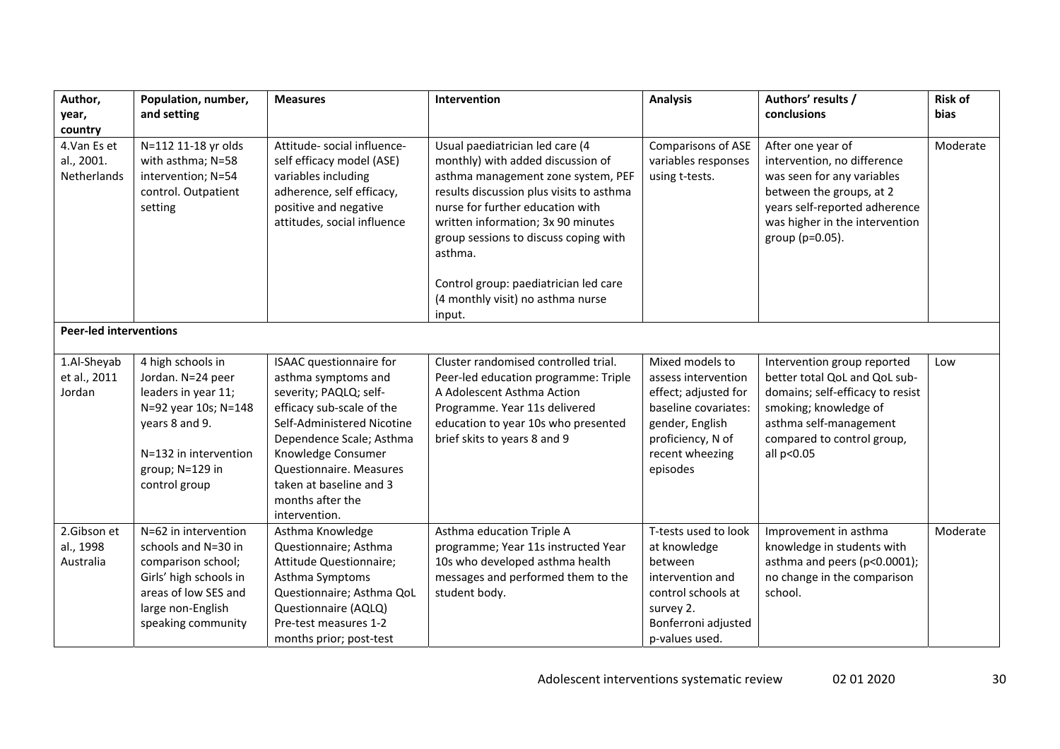| Author, year, country | Population, number, and setting | Measures | Intervention | Analysis | Authors' results / conclusions | Risk of bias |
|---|---|---|---|---|---|---|
| 4.Van Es et al., 2001. Netherlands | N=112 11-18 yr olds with asthma; N=58 intervention; N=54 control. Outpatient setting | Attitude- social influence- self efficacy model (ASE) variables including adherence, self efficacy, positive and negative attitudes, social influence | Usual paediatrician led care (4 monthly) with added discussion of asthma management zone system, PEF results discussion plus visits to asthma nurse for further education with written information; 3x 90 minutes group sessions to discuss coping with asthma.<br><br>Control group: paediatrician led care (4 monthly visit) no asthma nurse input. | Comparisons of ASE variables responses using t-tests. | After one year of intervention, no difference was seen for any variables between the groups, at 2 years self-reported adherence was higher in the intervention group (p=0.05). | Moderate |
| **Peer-led interventions** | | | | | | |
| 1.Al-Sheyab et al., 2011 Jordan | 4 high schools in Jordan. N=24 peer leaders in year 11; N=92 year 10s; N=148 years 8 and 9.<br><br>N=132 in intervention group; N=129 in control group | ISAAC questionnaire for asthma symptoms and severity; PAQLQ; self-efficacy sub-scale of the Self-Administered Nicotine Dependence Scale; Asthma Knowledge Consumer Questionnaire. Measures taken at baseline and 3 months after the intervention. | Cluster randomised controlled trial. Peer-led education programme: Triple A Adolescent Asthma Action Programme. Year 11s delivered education to year 10s who presented brief skits to years 8 and 9 | Mixed models to assess intervention effect; adjusted for baseline covariates: gender, English proficiency, N of recent wheezing episodes | Intervention group reported better total QoL and QoL sub-domains; self-efficacy to resist smoking; knowledge of asthma self-management compared to control group, all p<0.05 | Low |
| 2.Gibson et al., 1998 Australia | N=62 in intervention schools and N=30 in comparison school; Girls' high schools in areas of low SES and large non-English speaking community | Asthma Knowledge Questionnaire; Asthma Attitude Questionnaire; Asthma Symptoms Questionnaire; Asthma QoL Questionnaire (AQLQ) Pre-test measures 1-2 months prior; post-test | Asthma education Triple A programme; Year 11s instructed Year 10s who developed asthma health messages and performed them to the student body. | T-tests used to look at knowledge between intervention and control schools at survey 2. Bonferroni adjusted p-values used. | Improvement in asthma knowledge in students with asthma and peers (p<0.0001); no change in the comparison school. | Moderate |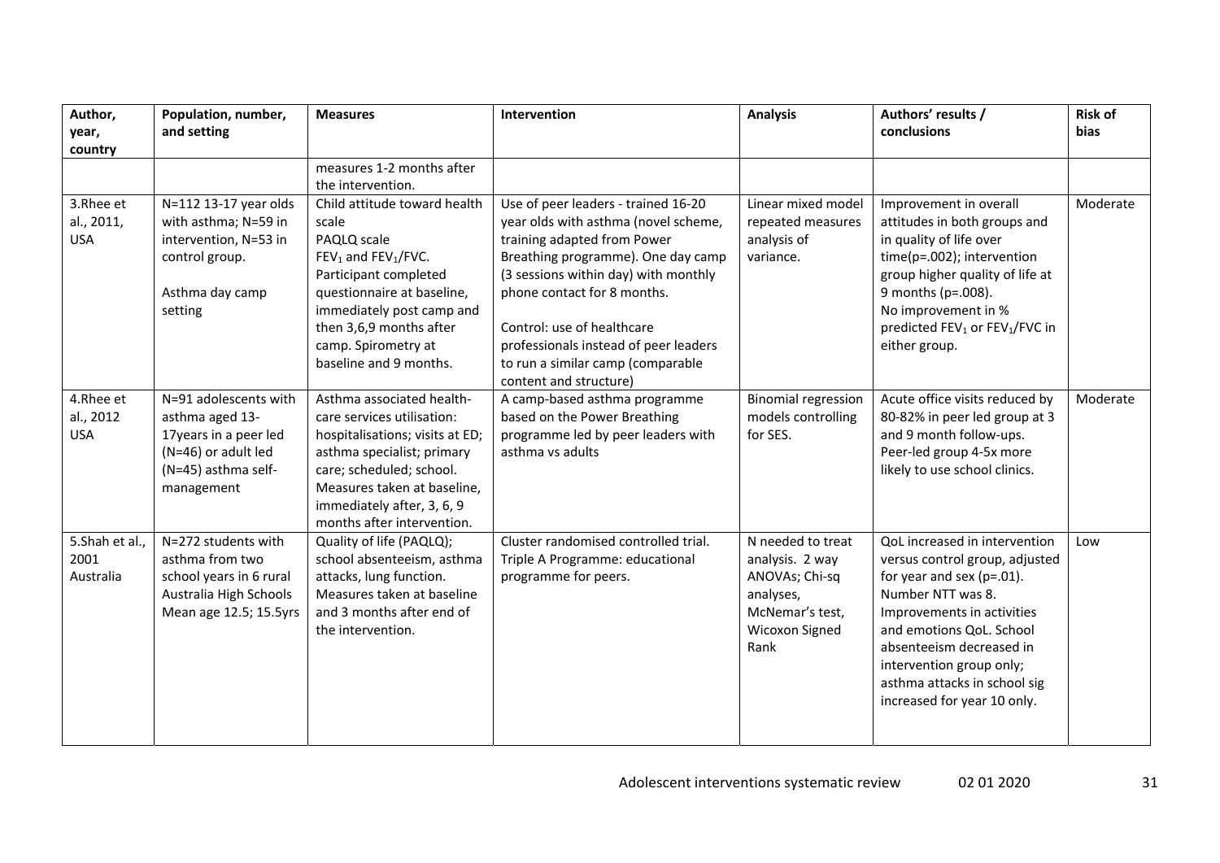| Author, year, country | Population, number, and setting | Measures | Intervention | Analysis | Authors' results / conclusions | Risk of bias |
|---|---|---|---|---|---|---|
| | | measures 1-2 months after the intervention. | | | | |
| 3.Rhee et al., 2011, USA | N=112 13-17 year olds with asthma; N=59 in intervention, N=53 in control group.<br><br>Asthma day camp setting | Child attitude toward health scale<br>PAQLQ scale<br>$FEV_1$ and $FEV_1$/FVC.<br>Participant completed questionnaire at baseline, immediately post camp and then 3,6,9 months after camp. Spirometry at baseline and 9 months. | Use of peer leaders - trained 16-20 year olds with asthma (novel scheme, training adapted from Power Breathing programme). One day camp (3 sessions within day) with monthly phone contact for 8 months.<br><br>Control: use of healthcare professionals instead of peer leaders to run a similar camp (comparable content and structure) | Linear mixed model repeated measures analysis of variance. | Improvement in overall attitudes in both groups and in quality of life over time(p=.002); intervention group higher quality of life at 9 months (p=.008).<br>No improvement in % predicted $FEV_1$ or $FEV_1$/FVC in either group. | Moderate |
| 4.Rhee et al., 2012 USA | N=91 adolescents with asthma aged 13-17years in a peer led (N=46) or adult led (N=45) asthma self-management | Asthma associated health-care services utilisation: hospitalisations; visits at ED; asthma specialist; primary care; scheduled; school. Measures taken at baseline, immediately after, 3, 6, 9 months after intervention. | A camp-based asthma programme based on the Power Breathing programme led by peer leaders with asthma vs adults | Binomial regression models controlling for SES. | Acute office visits reduced by 80-82% in peer led group at 3 and 9 month follow-ups. Peer-led group 4-5x more likely to use school clinics. | Moderate |
| 5.Shah et al., 2001 Australia | N=272 students with asthma from two school years in 6 rural Australia High Schools Mean age 12.5; 15.5yrs | Quality of life (PAQLQ); school absenteeism, asthma attacks, lung function. Measures taken at baseline and 3 months after end of the intervention. | Cluster randomised controlled trial. Triple A Programme: educational programme for peers. | N needed to treat analysis. 2 way ANOVAs; Chi-sq analyses, McNemar's test, Wicoxon Signed Rank | QoL increased in intervention versus control group, adjusted for year and sex (p=.01). Number NTT was 8. Improvements in activities and emotions QoL. School absenteeism decreased in intervention group only; asthma attacks in school sig increased for year 10 only. | Low |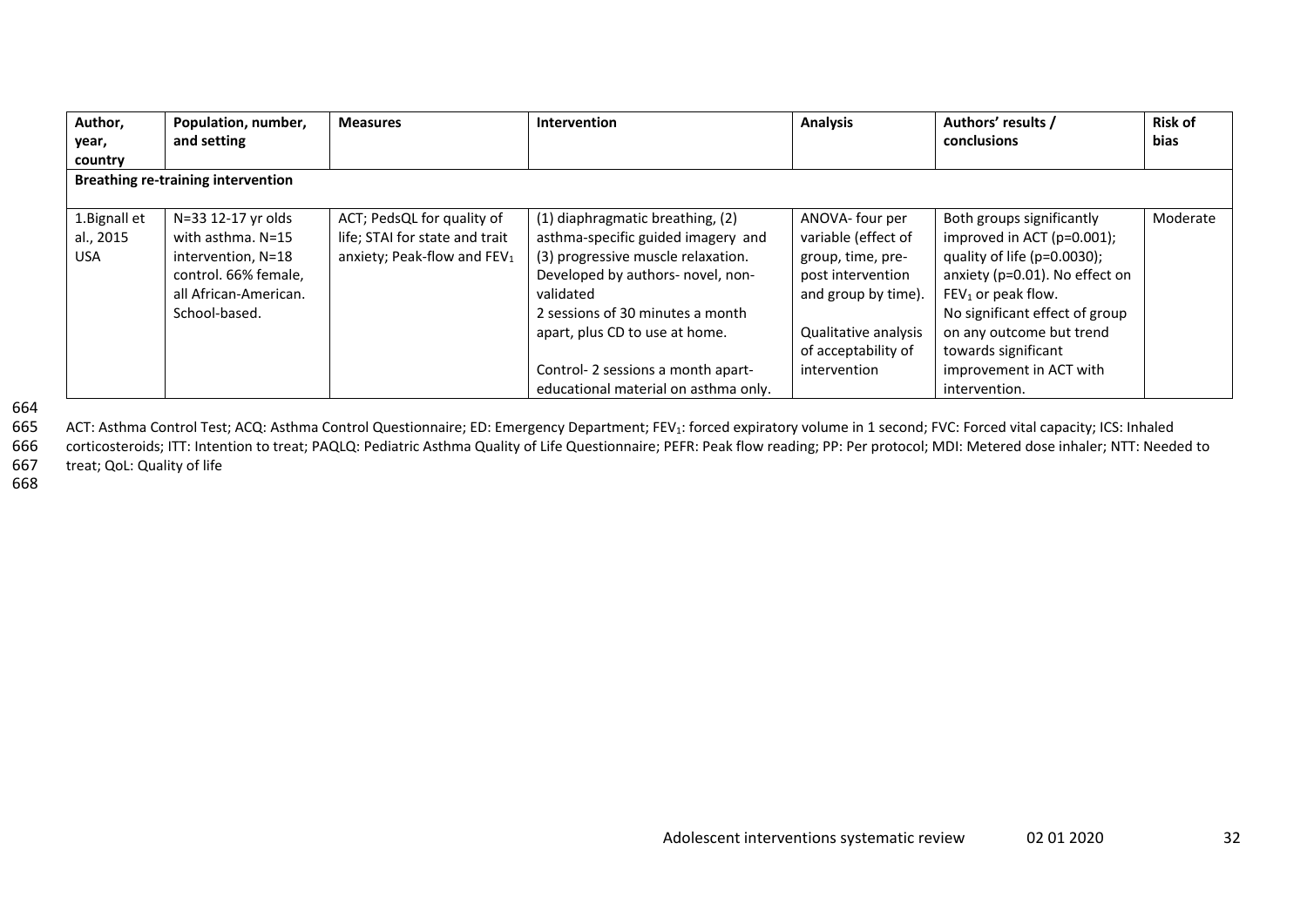| Author, year, country | Population, number, and setting | Measures | Intervention | Analysis | Authors' results / conclusions | Risk of bias |
|---|---|---|---|---|---|---|
| **Breathing re-training intervention** | | | | | | |
| 1.Bignall et al., 2015 USA | N=33 12-17 yr olds with asthma. N=15 intervention, N=18 control. 66% female, all African-American. School-based. | ACT; PedsQL for quality of life; STAI for state and trait anxiety; Peak-flow and $FEV_1$ | (1) diaphragmatic breathing, (2) asthma-specific guided imagery and (3) progressive muscle relaxation. Developed by authors- novel, non-validated<br>2 sessions of 30 minutes a month apart, plus CD to use at home.<br><br>Control- 2 sessions a month apart- educational material on asthma only. | ANOVA- four per variable (effect of group, time, pre-post intervention and group by time).<br><br>Qualitative analysis of acceptability of intervention | Both groups significantly improved in ACT (p=0.001); quality of life (p=0.0030); anxiety (p=0.01). No effect on $FEV_1$ or peak flow.<br>No significant effect of group on any outcome but trend towards significant improvement in ACT with intervention. | Moderate |

ACT: Asthma Control Test; ACQ: Asthma Control Questionnaire; ED: Emergency Department; $FEV_1$: forced expiratory volume in 1 second; FVC: Forced vital capacity; ICS: Inhaled corticosteroids; ITT: Intention to treat; PAQLQ: Pediatric Asthma Quality of Life Questionnaire; PEFR: Peak flow reading; PP: Per protocol; MDI: Metered dose inhaler; NTT: Needed to treat; QoL: Quality of life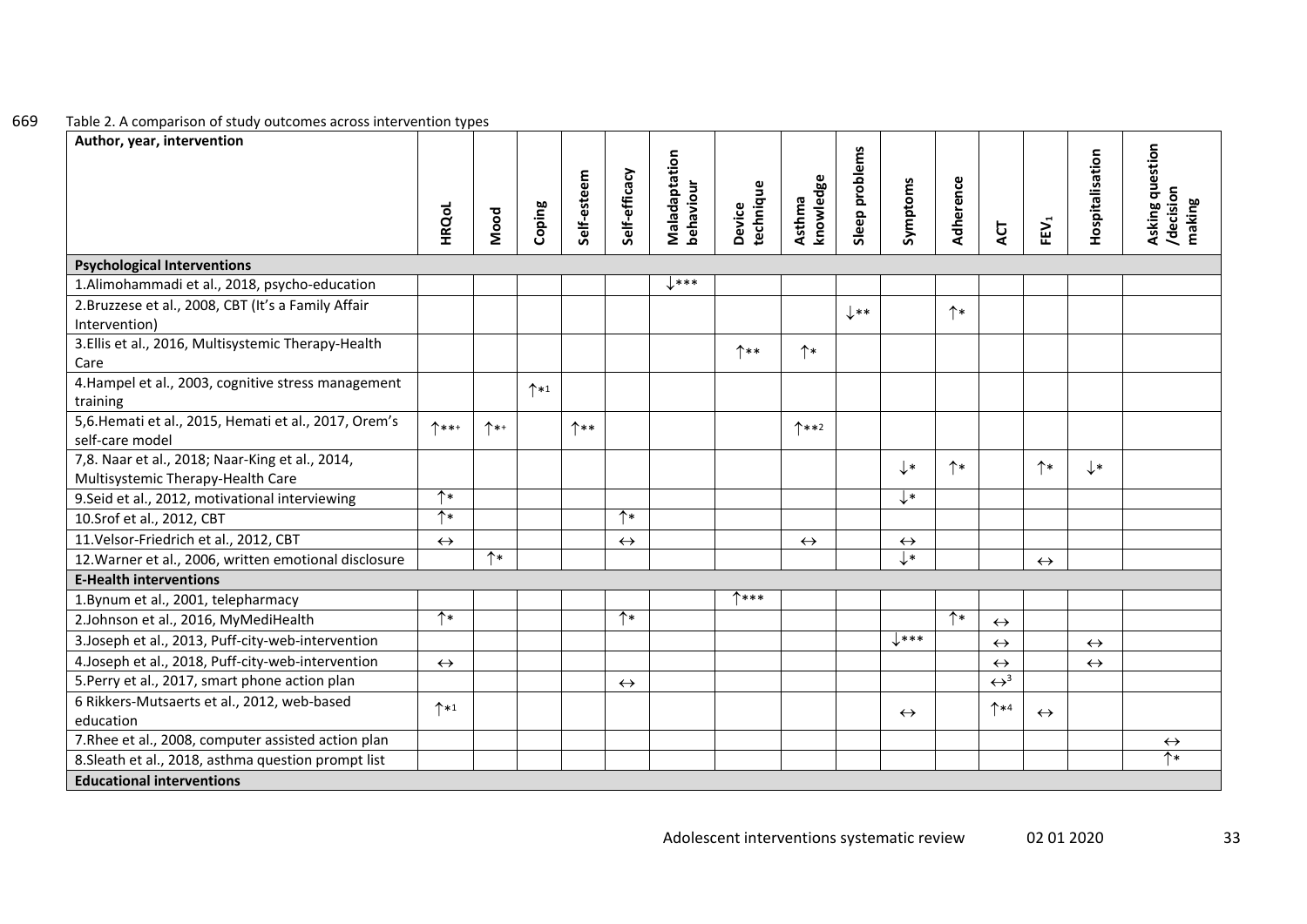669 Table 2. A comparison of study outcomes across intervention types

| Author, year, intervention | HRQoL | Mood | Coping | Self-esteem | Self-efficacy | Maladaptation behaviour | Device technique | Asthma knowledge | Sleep problems | Symptoms | Adherence | ACT | $FEV_1$ | Hospitalisation | Asking question /decision making |
|---|---|---|---|---|---|---|---|---|---|---|---|---|---|---|---|
| **Psychological Interventions** | | | | | | | | | | | | | | | |
| 1.Alimohammadi et al., 2018, psycho-education | | | | | | ↓*** | | | | | | | | | |
| 2.Bruzzese et al., 2008, CBT (It's a Family Affair Intervention) | | | | | | | | | ↓** | | ↑* | | | | |
| 3.Ellis et al., 2016, Multisystemic Therapy-Health Care | | | | | | | ↑** | ↑* | | | | | | | |
| 4.Hampel et al., 2003, cognitive stress management training | | | ↑*1 | | | | | | | | | | | | |
| 5,6.Hemati et al., 2015, Hemati et al., 2017, Orem's self-care model | ↑**+ | ↑*+ | | ↑** | | | | ↑**2 | | | | | | | |
| 7,8. Naar et al., 2018; Naar-King et al., 2014, Multisystemic Therapy-Health Care | | | | | | | | | | ↓* | ↑* | | ↑* | ↓* | |
| 9.Seid et al., 2012, motivational interviewing | ↑* | | | | | | | | | ↓* | | | | | |
| 10.Srof et al., 2012, CBT | ↑* | | | | ↑* | | | | | | | | | | |
| 11.Velsor-Friedrich et al., 2012, CBT | ↔ | | | | ↔ | | | ↔ | | ↔ | | | | | |
| 12.Warner et al., 2006, written emotional disclosure | | ↑* | | | | | | | | ↓* | | | ↔ | | |
| **E-Health interventions** | | | | | | | | | | | | | | | |
| 1.Bynum et al., 2001, telepharmacy | | | | | | | ↑*** | | | | | | | | |
| 2.Johnson et al., 2016, MyMediHealth | ↑* | | | | ↑* | | | | | | ↑* | ↔ | | | |
| 3.Joseph et al., 2013, Puff-city-web-intervention | | | | | | | | | | ↓*** | | ↔ | | ↔ | |
| 4.Joseph et al., 2018, Puff-city-web-intervention | ↔ | | | | | | | | | | | ↔ | | ↔ | |
| 5.Perry et al., 2017, smart phone action plan | | | | | ↔ | | | | | | | ↔3 | | | |
| 6 Rikkers-Mutsaerts et al., 2012, web-based education | ↑*1 | | | | | | | | | ↔ | | ↑*4 | ↔ | | |
| 7.Rhee et al., 2008, computer assisted action plan | | | | | | | | | | | | | | | ↔ |
| 8.Sleath et al., 2018, asthma question prompt list | | | | | | | | | | | | | | | ↑* |
| **Educational interventions** | | | | | | | | | | | | | | | |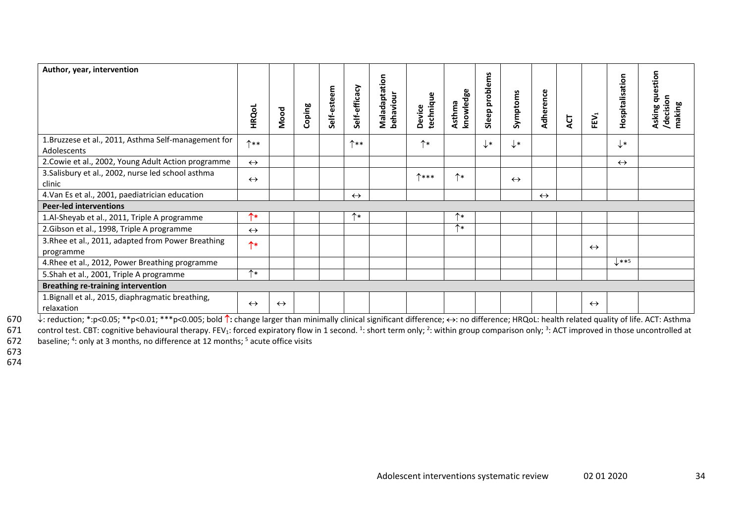| Author, year, intervention | HRQoL | Mood | Coping | Self-esteem | Self-efficacy | Maladaptation behaviour | Device technique | Asthma knowledge | Sleep problems | Symptoms | Adherence | ACT | $FEV_1$ | Hospitalisation | Asking question /decision making |
|---|---|---|---|---|---|---|---|---|---|---|---|---|---|---|---|
| 1.Bruzzese et al., 2011, Asthma Self-management for Adolescents | ↑** | | | | ↑** | | ↑* | | ↓* | ↓* | | | | ↓* | |
| 2.Cowie et al., 2002, Young Adult Action programme | ↔ | | | | | | | | | | | | | ↔ | |
| 3.Salisbury et al., 2002, nurse led school asthma clinic | ↔ | | | | | | ↑*** | ↑* | | ↔ | | | | | |
| 4.Van Es et al., 2001, paediatrician education | | | | | ↔ | | | | | | ↔ | | | | |
| **Peer-led interventions** | | | | | | | | | | | | | | | |
| 1.Al-Sheyab et al., 2011, Triple A programme | **↑*** | | | | ↑* | | | ↑* | | | | | | | |
| 2.Gibson et al., 1998, Triple A programme | ↔ | | | | | | | ↑* | | | | | | | |
| 3.Rhee et al., 2011, adapted from Power Breathing programme | **↑*** | | | | | | | | | | | | ↔ | | |
| 4.Rhee et al., 2012, Power Breathing programme | | | | | | | | | | | | | | ↓**[5] | |
| 5.Shah et al., 2001, Triple A programme | ↑* | | | | | | | | | | | | | | |
| **Breathing re-training intervention** | | | | | | | | | | | | | | | |
| 1.Bignall et al., 2015, diaphragmatic breathing, relaxation | ↔ | ↔ | | | | | | | | | | | ↔ | | |

↓: reduction; *:p<0.05; **p<0.01; ***p<0.005; bold **↑**: change larger than minimally clinical significant difference; ↔: no difference; HRQoL: health related quality of life. ACT: Asthma control test. CBT: cognitive behavioural therapy. $FEV_1$: forced expiratory flow in 1 second. [1]: short term only; [2]: within group comparison only; [3]: ACT improved in those uncontrolled at baseline; [4]: only at 3 months, no difference at 12 months; [5] acute office visits